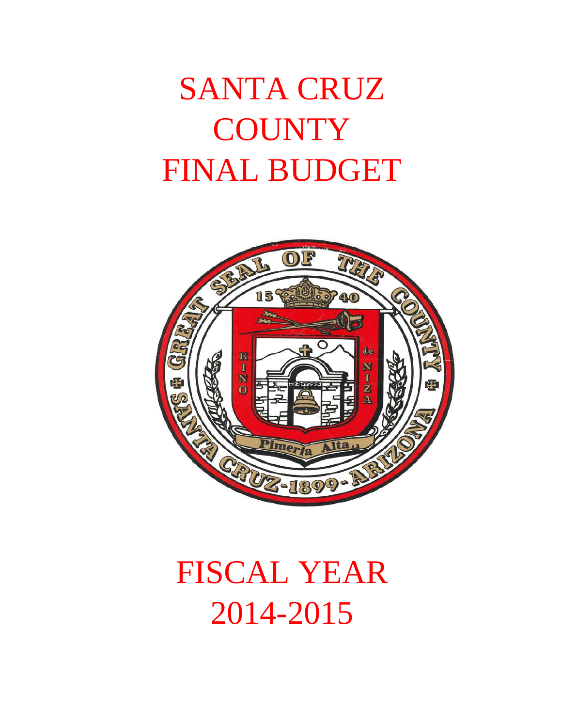# SANTA CRUZ COUNTY FINAL BUDGET

# FISCAL YEAR 2014-2015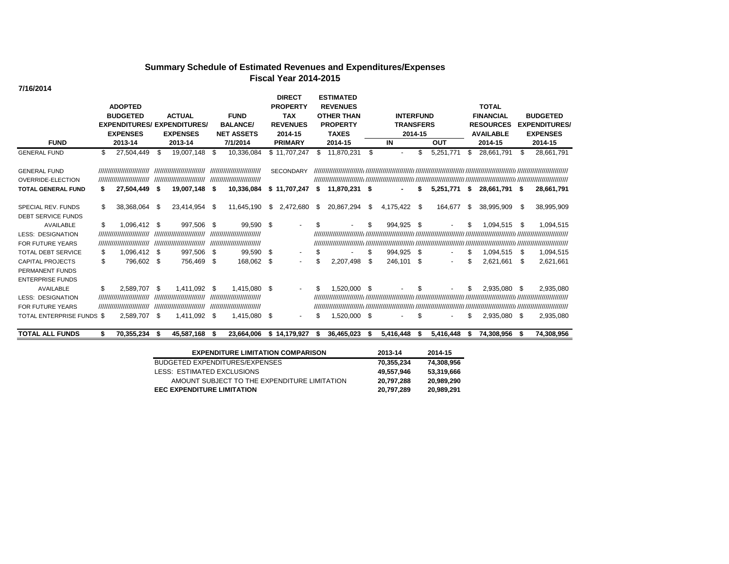# Summary Schedule of Estimated Revenues and Expenditures/Expenses
## Fiscal Year 2014-2015

7/16/2014

| FUND | ADOPTED BUDGETED EXPENDITURES/ EXPENSES 2013-14 | ACTUAL EXPENDITURES/ EXPENSES 2013-14 | FUND BALANCE/ NET ASSETS 7/1/2014 | DIRECT PROPERTY TAX REVENUES 2014-15 PRIMARY | ESTIMATED REVENUES OTHER THAN PROPERTY TAXES 2014-15 | INTERFUND TRANSFERS 2014-15 IN | INTERFUND TRANSFERS 2014-15 OUT | TOTAL FINANCIAL RESOURCES AVAILABLE 2014-15 | BUDGETED EXPENDITURES/ EXPENSES 2014-15 |
|---|---|---|---|---|---|---|---|---|---|
| GENERAL FUND | $ 27,504,449 | $ 19,007,148 | $ 10,336,084 | $ 11,707,247 | $ 11,870,231 | $ - | $ 5,251,771 | $ 28,661,791 | $ 28,661,791 |
| GENERAL FUND | ////////// | ////////// | ////////// | SECONDARY | ////////// | ////////// | ////////// | ////////// | ////////// |
| OVERRIDE-ELECTION | ////////// | ////////// | ////////// | | ////////// | ////////// | ////////// | ////////// | ////////// |
| **TOTAL GENERAL FUND** | **$ 27,504,449** | **$ 19,007,148** | **$ 10,336,084** | **$ 11,707,247** | **$ 11,870,231** | **$ -** | **$ 5,251,771** | **$ 28,661,791** | **$ 28,661,791** |
| SPECIAL REV. FUNDS | $ 38,368,064 | $ 23,414,954 | $ 11,645,190 | $ 2,472,680 | $ 20,867,294 | $ 4,175,422 | $ 164,677 | $ 38,995,909 | $ 38,995,909 |
| DEBT SERVICE FUNDS | | | | | | | | | |
| AVAILABLE | $ 1,096,412 | $ 997,506 | $ 99,590 | $ - | $ - | $ 994,925 | $ - | $ 1,094,515 | $ 1,094,515 |
| LESS: DESIGNATION | ////////// | ////////// | ////////// | | ////////// | ////////// | ////////// | ////////// | ////////// |
| FOR FUTURE YEARS | ////////// | ////////// | ////////// | | ////////// | ////////// | ////////// | ////////// | ////////// |
| TOTAL DEBT SERVICE | $ 1,096,412 | $ 997,506 | $ 99,590 | $ - | $ - | $ 994,925 | $ - | $ 1,094,515 | $ 1,094,515 |
| CAPITAL PROJECTS | $ 796,602 | $ 756,469 | $ 168,062 | $ - | $ 2,207,498 | $ 246,101 | $ - | $ 2,621,661 | $ 2,621,661 |
| PERMANENT FUNDS | | | | | | | | | |
| ENTERPRISE FUNDS | | | | | | | | | |
| AVAILABLE | $ 2,589,707 | $ 1,411,092 | $ 1,415,080 | $ - | $ 1,520,000 | $ - | $ - | $ 2,935,080 | $ 2,935,080 |
| LESS: DESIGNATION | ////////// | ////////// | ////////// | | ////////// | ////////// | ////////// | ////////// | ////////// |
| FOR FUTURE YEARS | ////////// | ////////// | ////////// | | ////////// | ////////// | ////////// | ////////// | ////////// |
| TOTAL ENTERPRISE FUNDS | $ 2,589,707 | $ 1,411,092 | $ 1,415,080 | $ - | $ 1,520,000 | $ - | $ - | $ 2,935,080 | $ 2,935,080 |
| **TOTAL ALL FUNDS** | **$ 70,355,234** | **$ 45,587,168** | **$ 23,664,006** | **$ 14,179,927** | **$ 36,465,023** | **$ 5,416,448** | **$ 5,416,448** | **$ 74,308,956** | **$ 74,308,956** |

| EXPENDITURE LIMITATION COMPARISON | 2013-14 | 2014-15 |
|---|---|---|
| BUDGETED EXPENDITURES/EXPENSES | 70,355,234 | 74,308,956 |
| LESS: ESTIMATED EXCLUSIONS | 49,557,946 | 53,319,666 |
| AMOUNT SUBJECT TO THE EXPENDITURE LIMITATION | 20,797,288 | 20,989,290 |
| **EEC EXPENDITURE LIMITATION** | **20,797,289** | **20,989,291** |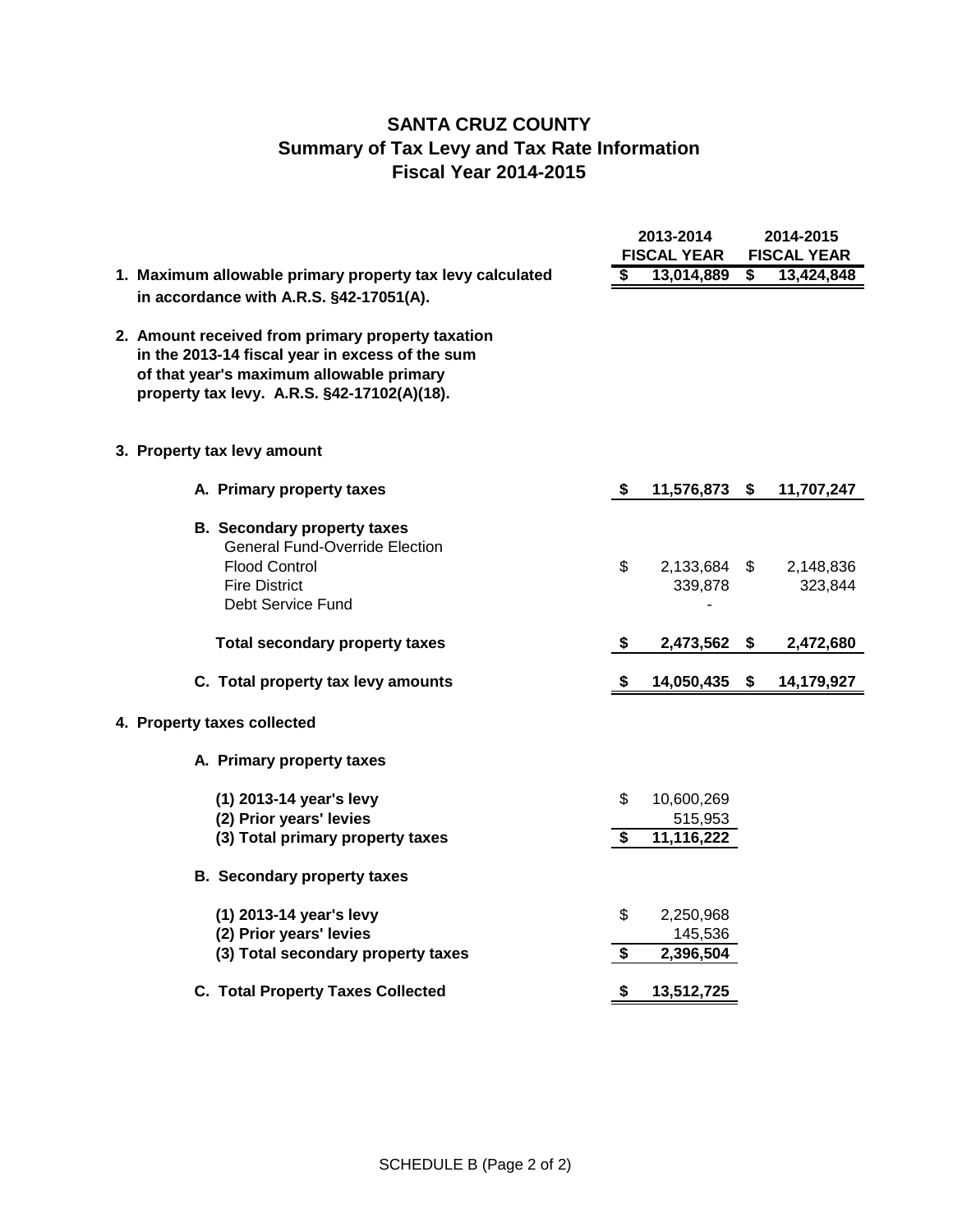# SANTA CRUZ COUNTY
## Summary of Tax Levy and Tax Rate Information
## Fiscal Year 2014-2015

| | 2013-2014 FISCAL YEAR | 2014-2015 FISCAL YEAR |
|---|---|---|
| **1. Maximum allowable primary property tax levy calculated in accordance with A.R.S. §42-17051(A).** | **$ 13,014,889** | **$ 13,424,848** |
| **2. Amount received from primary property taxation in the 2013-14 fiscal year in excess of the sum of that year's maximum allowable primary property tax levy. A.R.S. §42-17102(A)(18).** | | |
| **3. Property tax levy amount** | | |
| **A. Primary property taxes** | **$ 11,576,873** | **$ 11,707,247** |
| **B. Secondary property taxes** | | |
| General Fund-Override Election | | |
| Flood Control | $ 2,133,684 | $ 2,148,836 |
| Fire District | 339,878 | 323,844 |
| Debt Service Fund | - | |
| **Total secondary property taxes** | **$ 2,473,562** | **$ 2,472,680** |
| **C. Total property tax levy amounts** | **$ 14,050,435** | **$ 14,179,927** |
| **4. Property taxes collected** | | |
| **A. Primary property taxes** | | |
| **(1) 2013-14 year's levy** | $ 10,600,269 | |
| **(2) Prior years' levies** | 515,953 | |
| **(3) Total primary property taxes** | **$ 11,116,222** | |
| **B. Secondary property taxes** | | |
| **(1) 2013-14 year's levy** | $ 2,250,968 | |
| **(2) Prior years' levies** | 145,536 | |
| **(3) Total secondary property taxes** | **$ 2,396,504** | |
| **C. Total Property Taxes Collected** | **$ 13,512,725** | |

SCHEDULE B (Page 2 of 2)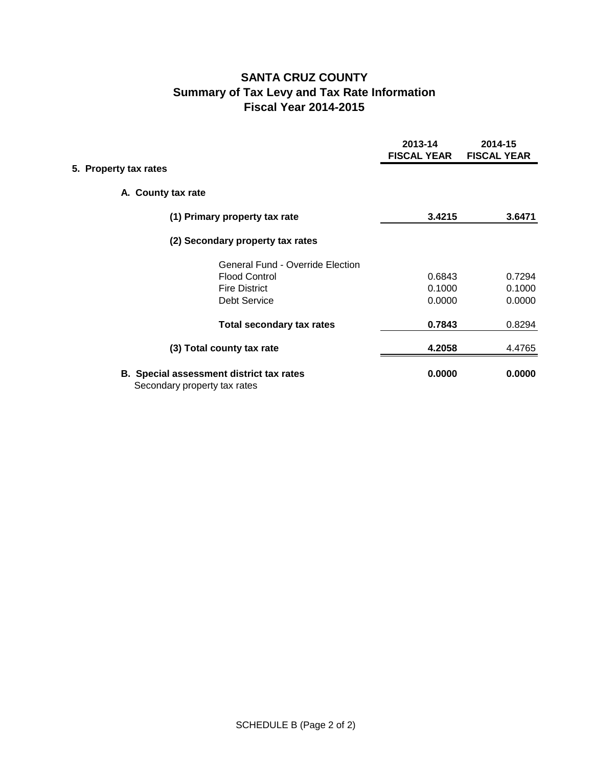# SANTA CRUZ COUNTY
## Summary of Tax Levy and Tax Rate Information
## Fiscal Year 2014-2015

| | 2013-14 FISCAL YEAR | 2014-15 FISCAL YEAR |
|---|---|---|
| **5. Property tax rates** | | |
| **A. County tax rate** | | |
| **(1) Primary property tax rate** | **3.4215** | **3.6471** |
| **(2) Secondary property tax rates** | | |
| General Fund - Override Election | | |
| Flood Control | 0.6843 | 0.7294 |
| Fire District | 0.1000 | 0.1000 |
| Debt Service | 0.0000 | 0.0000 |
| **Total secondary tax rates** | **0.7843** | 0.8294 |
| **(3) Total county tax rate** | **4.2058** | 4.4765 |
| **B. Special assessment district tax rates** Secondary property tax rates | **0.0000** | **0.0000** |

SCHEDULE B (Page 2 of 2)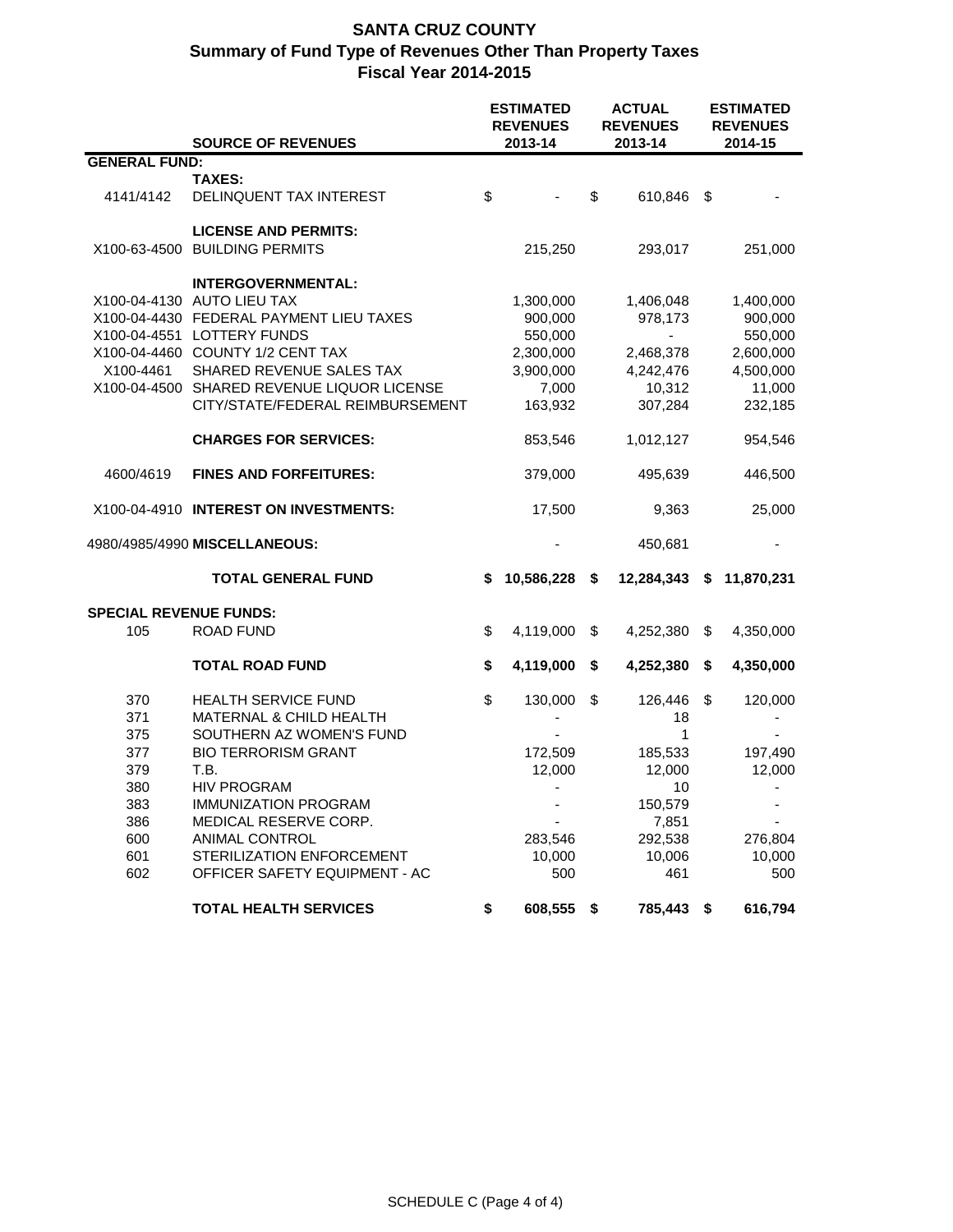# SANTA CRUZ COUNTY
## Summary of Fund Type of Revenues Other Than Property Taxes
### Fiscal Year 2014-2015

| | SOURCE OF REVENUES | ESTIMATED REVENUES 2013-14 | ACTUAL REVENUES 2013-14 | ESTIMATED REVENUES 2014-15 |
|---|---|---|---|---|
| **GENERAL FUND:** | | | | |
| | **TAXES:** | | | |
| 4141/4142 | DELINQUENT TAX INTEREST | $ - | $ 610,846 | $ - |
| | **LICENSE AND PERMITS:** | | | |
| X100-63-4500 | BUILDING PERMITS | 215,250 | 293,017 | 251,000 |
| | **INTERGOVERNMENTAL:** | | | |
| X100-04-4130 | AUTO LIEU TAX | 1,300,000 | 1,406,048 | 1,400,000 |
| X100-04-4430 | FEDERAL PAYMENT LIEU TAXES | 900,000 | 978,173 | 900,000 |
| X100-04-4551 | LOTTERY FUNDS | 550,000 | - | 550,000 |
| X100-04-4460 | COUNTY 1/2 CENT TAX | 2,300,000 | 2,468,378 | 2,600,000 |
| X100-4461 | SHARED REVENUE SALES TAX | 3,900,000 | 4,242,476 | 4,500,000 |
| X100-04-4500 | SHARED REVENUE LIQUOR LICENSE | 7,000 | 10,312 | 11,000 |
| | CITY/STATE/FEDERAL REIMBURSEMENT | 163,932 | 307,284 | 232,185 |
| | **CHARGES FOR SERVICES:** | 853,546 | 1,012,127 | 954,546 |
| 4600/4619 | **FINES AND FORFEITURES:** | 379,000 | 495,639 | 446,500 |
| X100-04-4910 | **INTEREST ON INVESTMENTS:** | 17,500 | 9,363 | 25,000 |
| 4980/4985/4990 | **MISCELLANEOUS:** | - | 450,681 | - |
| | **TOTAL GENERAL FUND** | **$ 10,586,228** | **$ 12,284,343** | **$ 11,870,231** |
| **SPECIAL REVENUE FUNDS:** | | | | |
| 105 | ROAD FUND | $ 4,119,000 | $ 4,252,380 | $ 4,350,000 |
| | **TOTAL ROAD FUND** | **$ 4,119,000** | **$ 4,252,380** | **$ 4,350,000** |
| 370 | HEALTH SERVICE FUND | $ 130,000 | $ 126,446 | $ 120,000 |
| 371 | MATERNAL & CHILD HEALTH | - | 18 | - |
| 375 | SOUTHERN AZ WOMEN'S FUND | - | 1 | - |
| 377 | BIO TERRORISM GRANT | 172,509 | 185,533 | 197,490 |
| 379 | T.B. | 12,000 | 12,000 | 12,000 |
| 380 | HIV PROGRAM | - | 10 | - |
| 383 | IMMUNIZATION PROGRAM | - | 150,579 | - |
| 386 | MEDICAL RESERVE CORP. | - | 7,851 | - |
| 600 | ANIMAL CONTROL | 283,546 | 292,538 | 276,804 |
| 601 | STERILIZATION ENFORCEMENT | 10,000 | 10,006 | 10,000 |
| 602 | OFFICER SAFETY EQUIPMENT - AC | 500 | 461 | 500 |
| | **TOTAL HEALTH SERVICES** | **$ 608,555** | **$ 785,443** | **$ 616,794** |

SCHEDULE C (Page 4 of 4)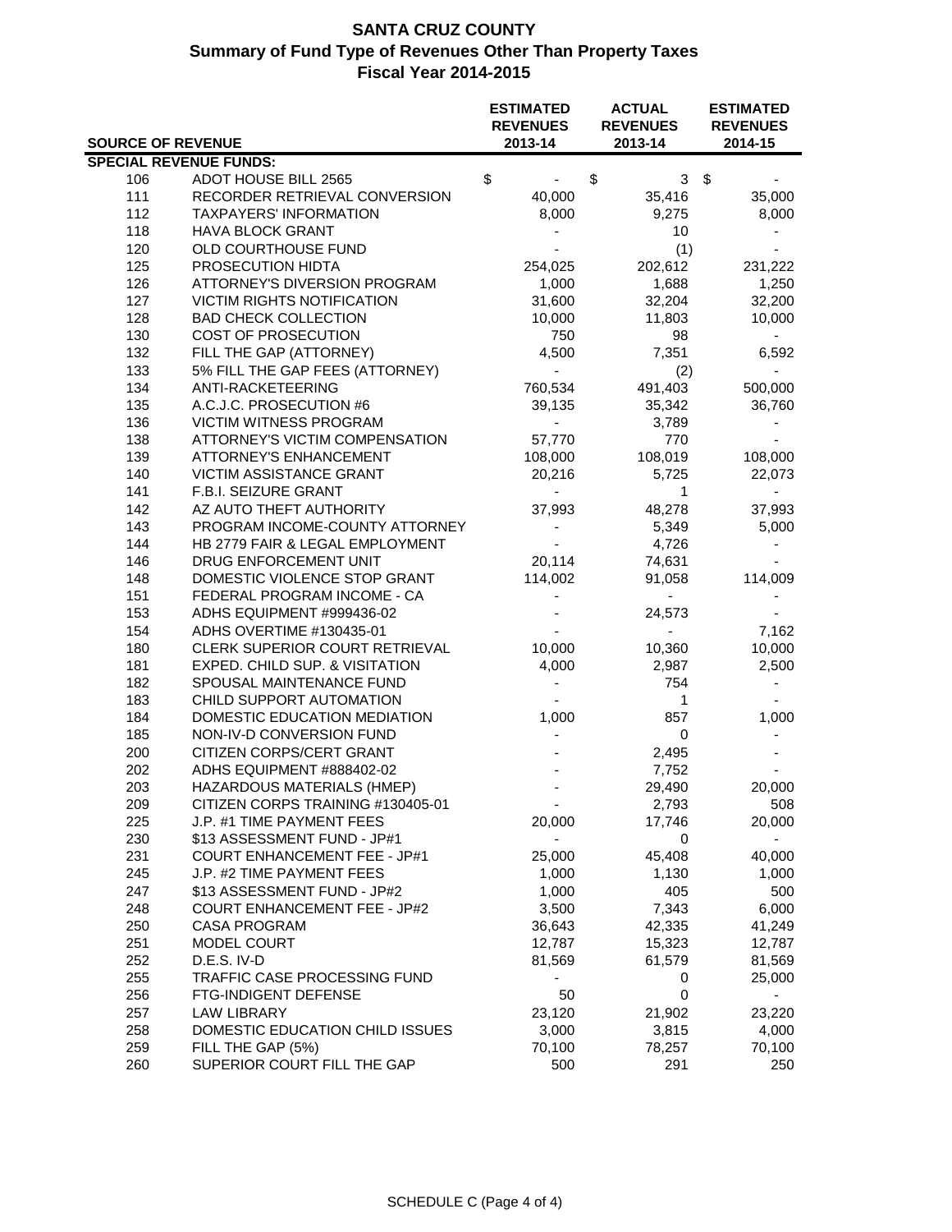# SANTA CRUZ COUNTY
## Summary of Fund Type of Revenues Other Than Property Taxes
### Fiscal Year 2014-2015

| SOURCE OF REVENUE | | ESTIMATED REVENUES 2013-14 | ACTUAL REVENUES 2013-14 | ESTIMATED REVENUES 2014-15 |
|---|---|---|---|---|
| **SPECIAL REVENUE FUNDS:** | | | | |
| 106 | ADOT HOUSE BILL 2565 | $ - | $ 3 | $ - |
| 111 | RECORDER RETRIEVAL CONVERSION | 40,000 | 35,416 | 35,000 |
| 112 | TAXPAYERS' INFORMATION | 8,000 | 9,275 | 8,000 |
| 118 | HAVA BLOCK GRANT | - | 10 | - |
| 120 | OLD COURTHOUSE FUND | - | (1) | - |
| 125 | PROSECUTION HIDTA | 254,025 | 202,612 | 231,222 |
| 126 | ATTORNEY'S DIVERSION PROGRAM | 1,000 | 1,688 | 1,250 |
| 127 | VICTIM RIGHTS NOTIFICATION | 31,600 | 32,204 | 32,200 |
| 128 | BAD CHECK COLLECTION | 10,000 | 11,803 | 10,000 |
| 130 | COST OF PROSECUTION | 750 | 98 | - |
| 132 | FILL THE GAP (ATTORNEY) | 4,500 | 7,351 | 6,592 |
| 133 | 5% FILL THE GAP FEES (ATTORNEY) | - | (2) | - |
| 134 | ANTI-RACKETEERING | 760,534 | 491,403 | 500,000 |
| 135 | A.C.J.C. PROSECUTION #6 | 39,135 | 35,342 | 36,760 |
| 136 | VICTIM WITNESS PROGRAM | - | 3,789 | - |
| 138 | ATTORNEY'S VICTIM COMPENSATION | 57,770 | 770 | - |
| 139 | ATTORNEY'S ENHANCEMENT | 108,000 | 108,019 | 108,000 |
| 140 | VICTIM ASSISTANCE GRANT | 20,216 | 5,725 | 22,073 |
| 141 | F.B.I. SEIZURE GRANT | - | 1 | - |
| 142 | AZ AUTO THEFT AUTHORITY | 37,993 | 48,278 | 37,993 |
| 143 | PROGRAM INCOME-COUNTY ATTORNEY | - | 5,349 | 5,000 |
| 144 | HB 2779 FAIR & LEGAL EMPLOYMENT | - | 4,726 | - |
| 146 | DRUG ENFORCEMENT UNIT | 20,114 | 74,631 | - |
| 148 | DOMESTIC VIOLENCE STOP GRANT | 114,002 | 91,058 | 114,009 |
| 151 | FEDERAL PROGRAM INCOME - CA | - | - | - |
| 153 | ADHS EQUIPMENT #999436-02 | - | 24,573 | - |
| 154 | ADHS OVERTIME #130435-01 | - | - | 7,162 |
| 180 | CLERK SUPERIOR COURT RETRIEVAL | 10,000 | 10,360 | 10,000 |
| 181 | EXPED. CHILD SUP. & VISITATION | 4,000 | 2,987 | 2,500 |
| 182 | SPOUSAL MAINTENANCE FUND | - | 754 | - |
| 183 | CHILD SUPPORT AUTOMATION | - | 1 | - |
| 184 | DOMESTIC EDUCATION MEDIATION | 1,000 | 857 | 1,000 |
| 185 | NON-IV-D CONVERSION FUND | - | 0 | - |
| 200 | CITIZEN CORPS/CERT GRANT | - | 2,495 | - |
| 202 | ADHS EQUIPMENT #888402-02 | - | 7,752 | - |
| 203 | HAZARDOUS MATERIALS (HMEP) | - | 29,490 | 20,000 |
| 209 | CITIZEN CORPS TRAINING #130405-01 | - | 2,793 | 508 |
| 225 | J.P. #1 TIME PAYMENT FEES | 20,000 | 17,746 | 20,000 |
| 230 | $13 ASSESSMENT FUND - JP#1 | - | 0 | - |
| 231 | COURT ENHANCEMENT FEE - JP#1 | 25,000 | 45,408 | 40,000 |
| 245 | J.P. #2 TIME PAYMENT FEES | 1,000 | 1,130 | 1,000 |
| 247 | $13 ASSESSMENT FUND - JP#2 | 1,000 | 405 | 500 |
| 248 | COURT ENHANCEMENT FEE - JP#2 | 3,500 | 7,343 | 6,000 |
| 250 | CASA PROGRAM | 36,643 | 42,335 | 41,249 |
| 251 | MODEL COURT | 12,787 | 15,323 | 12,787 |
| 252 | D.E.S. IV-D | 81,569 | 61,579 | 81,569 |
| 255 | TRAFFIC CASE PROCESSING FUND | - | 0 | 25,000 |
| 256 | FTG-INDIGENT DEFENSE | 50 | 0 | - |
| 257 | LAW LIBRARY | 23,120 | 21,902 | 23,220 |
| 258 | DOMESTIC EDUCATION CHILD ISSUES | 3,000 | 3,815 | 4,000 |
| 259 | FILL THE GAP (5%) | 70,100 | 78,257 | 70,100 |
| 260 | SUPERIOR COURT FILL THE GAP | 500 | 291 | 250 |

SCHEDULE C (Page 4 of 4)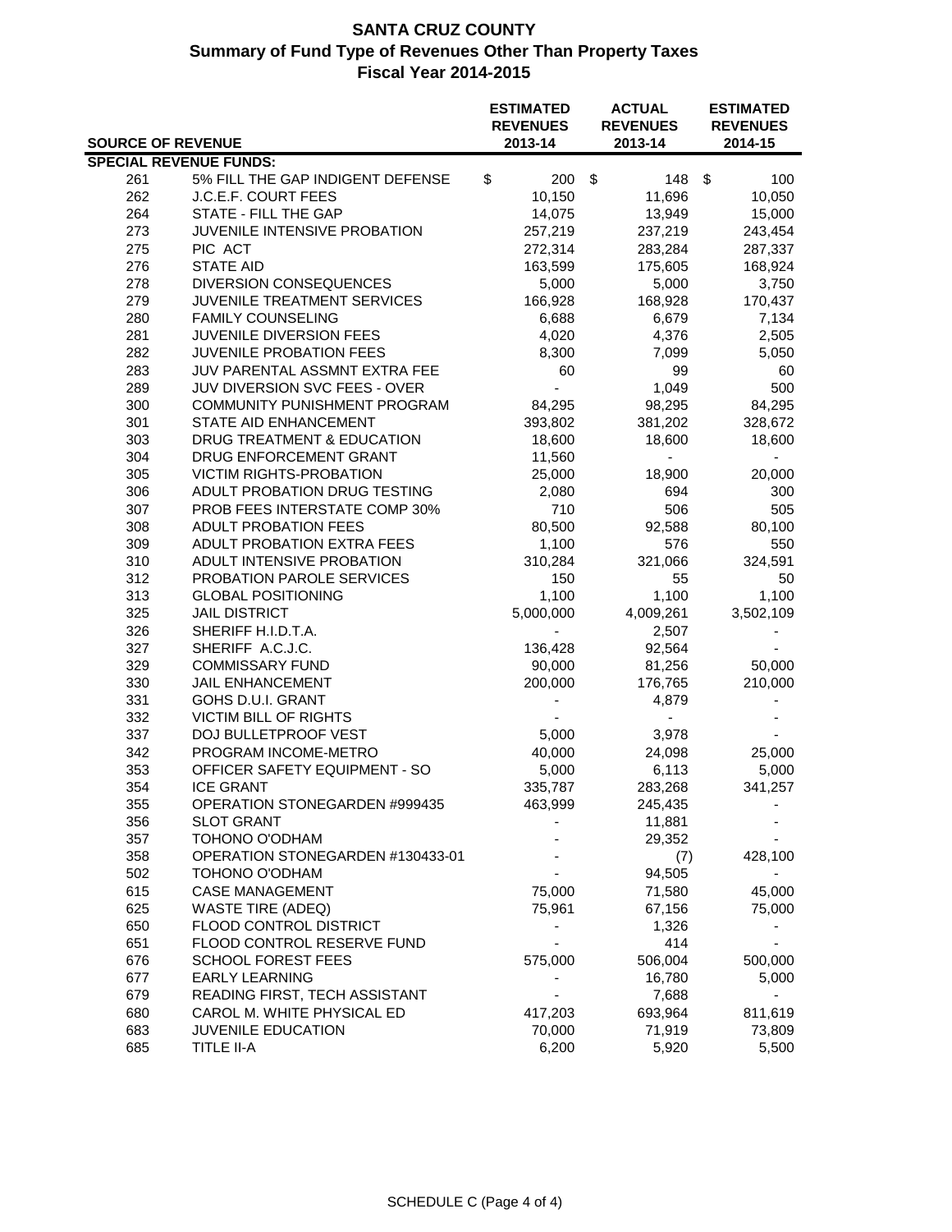# SANTA CRUZ COUNTY
## Summary of Fund Type of Revenues Other Than Property Taxes
## Fiscal Year 2014-2015

| SOURCE OF REVENUE | | ESTIMATED REVENUES 2013-14 | ACTUAL REVENUES 2013-14 | ESTIMATED REVENUES 2014-15 |
|---|---|---|---|---|
| **SPECIAL REVENUE FUNDS:** | | | | |
| 261 | 5% FILL THE GAP INDIGENT DEFENSE | $ 200 | $ 148 | $ 100 |
| 262 | J.C.E.F. COURT FEES | 10,150 | 11,696 | 10,050 |
| 264 | STATE - FILL THE GAP | 14,075 | 13,949 | 15,000 |
| 273 | JUVENILE INTENSIVE PROBATION | 257,219 | 237,219 | 243,454 |
| 275 | PIC ACT | 272,314 | 283,284 | 287,337 |
| 276 | STATE AID | 163,599 | 175,605 | 168,924 |
| 278 | DIVERSION CONSEQUENCES | 5,000 | 5,000 | 3,750 |
| 279 | JUVENILE TREATMENT SERVICES | 166,928 | 168,928 | 170,437 |
| 280 | FAMILY COUNSELING | 6,688 | 6,679 | 7,134 |
| 281 | JUVENILE DIVERSION FEES | 4,020 | 4,376 | 2,505 |
| 282 | JUVENILE PROBATION FEES | 8,300 | 7,099 | 5,050 |
| 283 | JUV PARENTAL ASSMNT EXTRA FEE | 60 | 99 | 60 |
| 289 | JUV DIVERSION SVC FEES - OVER | - | 1,049 | 500 |
| 300 | COMMUNITY PUNISHMENT PROGRAM | 84,295 | 98,295 | 84,295 |
| 301 | STATE AID ENHANCEMENT | 393,802 | 381,202 | 328,672 |
| 303 | DRUG TREATMENT & EDUCATION | 18,600 | 18,600 | 18,600 |
| 304 | DRUG ENFORCEMENT GRANT | 11,560 | - | - |
| 305 | VICTIM RIGHTS-PROBATION | 25,000 | 18,900 | 20,000 |
| 306 | ADULT PROBATION DRUG TESTING | 2,080 | 694 | 300 |
| 307 | PROB FEES INTERSTATE COMP 30% | 710 | 506 | 505 |
| 308 | ADULT PROBATION FEES | 80,500 | 92,588 | 80,100 |
| 309 | ADULT PROBATION EXTRA FEES | 1,100 | 576 | 550 |
| 310 | ADULT INTENSIVE PROBATION | 310,284 | 321,066 | 324,591 |
| 312 | PROBATION PAROLE SERVICES | 150 | 55 | 50 |
| 313 | GLOBAL POSITIONING | 1,100 | 1,100 | 1,100 |
| 325 | JAIL DISTRICT | 5,000,000 | 4,009,261 | 3,502,109 |
| 326 | SHERIFF H.I.D.T.A. | - | 2,507 | - |
| 327 | SHERIFF A.C.J.C. | 136,428 | 92,564 | - |
| 329 | COMMISSARY FUND | 90,000 | 81,256 | 50,000 |
| 330 | JAIL ENHANCEMENT | 200,000 | 176,765 | 210,000 |
| 331 | GOHS D.U.I. GRANT | - | 4,879 | - |
| 332 | VICTIM BILL OF RIGHTS | - | - | - |
| 337 | DOJ BULLETPROOF VEST | 5,000 | 3,978 | - |
| 342 | PROGRAM INCOME-METRO | 40,000 | 24,098 | 25,000 |
| 353 | OFFICER SAFETY EQUIPMENT - SO | 5,000 | 6,113 | 5,000 |
| 354 | ICE GRANT | 335,787 | 283,268 | 341,257 |
| 355 | OPERATION STONEGARDEN #999435 | 463,999 | 245,435 | - |
| 356 | SLOT GRANT | - | 11,881 | - |
| 357 | TOHONO O'ODHAM | - | 29,352 | - |
| 358 | OPERATION STONEGARDEN #130433-01 | - | (7) | 428,100 |
| 502 | TOHONO O'ODHAM | - | 94,505 | - |
| 615 | CASE MANAGEMENT | 75,000 | 71,580 | 45,000 |
| 625 | WASTE TIRE (ADEQ) | 75,961 | 67,156 | 75,000 |
| 650 | FLOOD CONTROL DISTRICT | - | 1,326 | - |
| 651 | FLOOD CONTROL RESERVE FUND | - | 414 | - |
| 676 | SCHOOL FOREST FEES | 575,000 | 506,004 | 500,000 |
| 677 | EARLY LEARNING | - | 16,780 | 5,000 |
| 679 | READING FIRST, TECH ASSISTANT | - | 7,688 | - |
| 680 | CAROL M. WHITE PHYSICAL ED | 417,203 | 693,964 | 811,619 |
| 683 | JUVENILE EDUCATION | 70,000 | 71,919 | 73,809 |
| 685 | TITLE II-A | 6,200 | 5,920 | 5,500 |

SCHEDULE C (Page 4 of 4)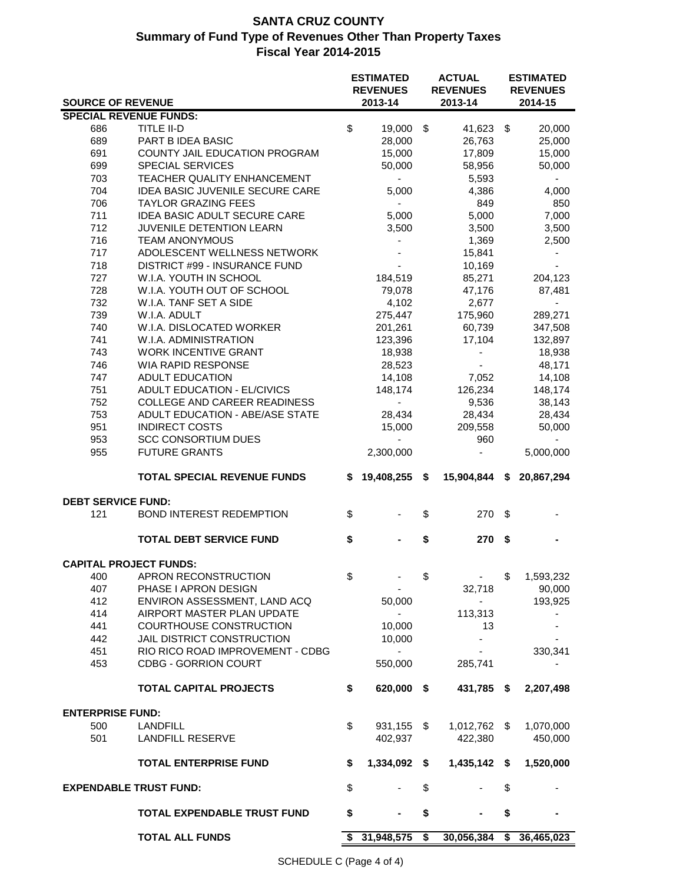# SANTA CRUZ COUNTY
## Summary of Fund Type of Revenues Other Than Property Taxes
## Fiscal Year 2014-2015

| SOURCE OF REVENUE | | ESTIMATED REVENUES 2013-14 | ACTUAL REVENUES 2013-14 | ESTIMATED REVENUES 2014-15 |
|---|---|---|---|---|
| **SPECIAL REVENUE FUNDS:** | | | | |
| 686 | TITLE II-D | $ 19,000 | $ 41,623 | $ 20,000 |
| 689 | PART B IDEA BASIC | 28,000 | 26,763 | 25,000 |
| 691 | COUNTY JAIL EDUCATION PROGRAM | 15,000 | 17,809 | 15,000 |
| 699 | SPECIAL SERVICES | 50,000 | 58,956 | 50,000 |
| 703 | TEACHER QUALITY ENHANCEMENT | - | 5,593 | - |
| 704 | IDEA BASIC JUVENILE SECURE CARE | 5,000 | 4,386 | 4,000 |
| 706 | TAYLOR GRAZING FEES | - | 849 | 850 |
| 711 | IDEA BASIC ADULT SECURE CARE | 5,000 | 5,000 | 7,000 |
| 712 | JUVENILE DETENTION LEARN | 3,500 | 3,500 | 3,500 |
| 716 | TEAM ANONYMOUS | - | 1,369 | 2,500 |
| 717 | ADOLESCENT WELLNESS NETWORK | - | 15,841 | - |
| 718 | DISTRICT #99 - INSURANCE FUND | - | 10,169 | - |
| 727 | W.I.A. YOUTH IN SCHOOL | 184,519 | 85,271 | 204,123 |
| 728 | W.I.A. YOUTH OUT OF SCHOOL | 79,078 | 47,176 | 87,481 |
| 732 | W.I.A. TANF SET A SIDE | 4,102 | 2,677 | - |
| 739 | W.I.A. ADULT | 275,447 | 175,960 | 289,271 |
| 740 | W.I.A. DISLOCATED WORKER | 201,261 | 60,739 | 347,508 |
| 741 | W.I.A. ADMINISTRATION | 123,396 | 17,104 | 132,897 |
| 743 | WORK INCENTIVE GRANT | 18,938 | - | 18,938 |
| 746 | WIA RAPID RESPONSE | 28,523 | - | 48,171 |
| 747 | ADULT EDUCATION | 14,108 | 7,052 | 14,108 |
| 751 | ADULT EDUCATION - EL/CIVICS | 148,174 | 126,234 | 148,174 |
| 752 | COLLEGE AND CAREER READINESS | - | 9,536 | 38,143 |
| 753 | ADULT EDUCATION - ABE/ASE STATE | 28,434 | 28,434 | 28,434 |
| 951 | INDIRECT COSTS | 15,000 | 209,558 | 50,000 |
| 953 | SCC CONSORTIUM DUES | - | 960 | - |
| 955 | FUTURE GRANTS | 2,300,000 | - | 5,000,000 |
| | **TOTAL SPECIAL REVENUE FUNDS** | **$ 19,408,255** | **$ 15,904,844** | **$ 20,867,294** |
| **DEBT SERVICE FUND:** | | | | |
| 121 | BOND INTEREST REDEMPTION | $ - | $ 270 | $ - |
| | **TOTAL DEBT SERVICE FUND** | **$ -** | **$ 270** | **$ -** |
| **CAPITAL PROJECT FUNDS:** | | | | |
| 400 | APRON RECONSTRUCTION | $ - | $ - | $ 1,593,232 |
| 407 | PHASE I APRON DESIGN | - | 32,718 | 90,000 |
| 412 | ENVIRON ASSESSMENT, LAND ACQ | 50,000 | - | 193,925 |
| 414 | AIRPORT MASTER PLAN UPDATE | - | 113,313 | - |
| 441 | COURTHOUSE CONSTRUCTION | 10,000 | 13 | - |
| 442 | JAIL DISTRICT CONSTRUCTION | 10,000 | - | - |
| 451 | RIO RICO ROAD IMPROVEMENT - CDBG | - | - | 330,341 |
| 453 | CDBG - GORRION COURT | 550,000 | 285,741 | - |
| | **TOTAL CAPITAL PROJECTS** | **$ 620,000** | **$ 431,785** | **$ 2,207,498** |
| **ENTERPRISE FUND:** | | | | |
| 500 | LANDFILL | $ 931,155 | $ 1,012,762 | $ 1,070,000 |
| 501 | LANDFILL RESERVE | 402,937 | 422,380 | 450,000 |
| | **TOTAL ENTERPRISE FUND** | **$ 1,334,092** | **$ 1,435,142** | **$ 1,520,000** |
| **EXPENDABLE TRUST FUND:** | | $ - | $ - | $ - |
| | **TOTAL EXPENDABLE TRUST FUND** | **$ -** | **$ -** | **$ -** |
| | **TOTAL ALL FUNDS** | **$ 31,948,575** | **$ 30,056,384** | **$ 36,465,023** |

SCHEDULE C (Page 4 of 4)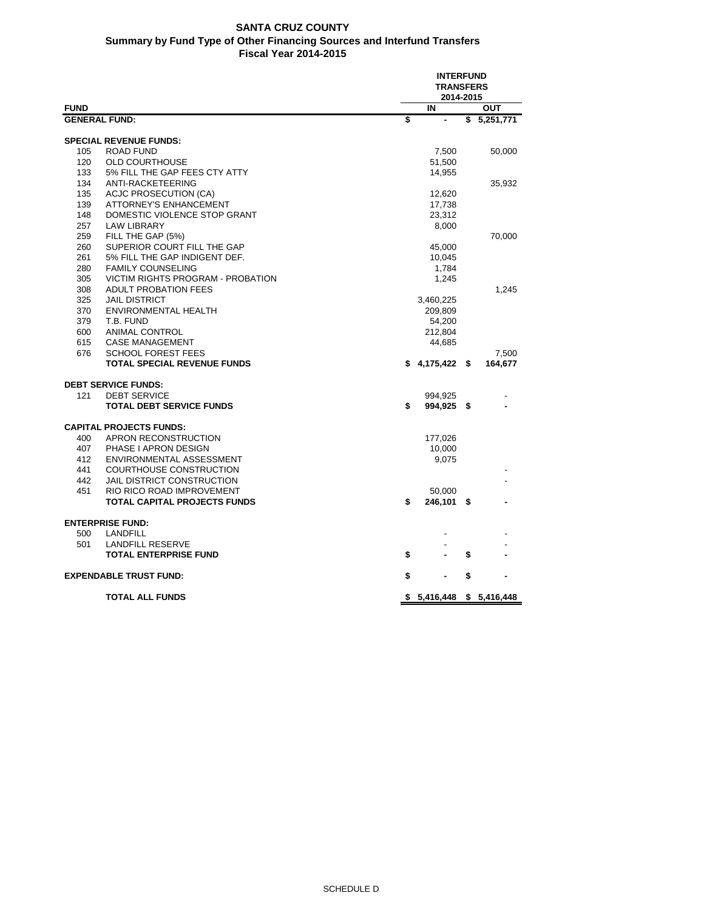# SANTA CRUZ COUNTY
## Summary by Fund Type of Other Financing Sources and Interfund Transfers
### Fiscal Year 2014-2015

| FUND | | INTERFUND TRANSFERS 2014-2015 IN | OUT |
|---|---|---|---|
| **GENERAL FUND:** | | **$ -** | **$ 5,251,771** |
| **SPECIAL REVENUE FUNDS:** | | | |
| 105 | ROAD FUND | 7,500 | 50,000 |
| 120 | OLD COURTHOUSE | 51,500 | |
| 133 | 5% FILL THE GAP FEES CTY ATTY | 14,955 | |
| 134 | ANTI-RACKETEERING | | 35,932 |
| 135 | ACJC PROSECUTION (CA) | 12,620 | |
| 139 | ATTORNEY'S ENHANCEMENT | 17,738 | |
| 148 | DOMESTIC VIOLENCE STOP GRANT | 23,312 | |
| 257 | LAW LIBRARY | 8,000 | |
| 259 | FILL THE GAP (5%) | | 70,000 |
| 260 | SUPERIOR COURT FILL THE GAP | 45,000 | |
| 261 | 5% FILL THE GAP INDIGENT DEF. | 10,045 | |
| 280 | FAMILY COUNSELING | 1,784 | |
| 305 | VICTIM RIGHTS PROGRAM - PROBATION | 1,245 | |
| 308 | ADULT PROBATION FEES | | 1,245 |
| 325 | JAIL DISTRICT | 3,460,225 | |
| 370 | ENVIRONMENTAL HEALTH | 209,809 | |
| 379 | T.B. FUND | 54,200 | |
| 600 | ANIMAL CONTROL | 212,804 | |
| 615 | CASE MANAGEMENT | 44,685 | |
| 676 | SCHOOL FOREST FEES | | 7,500 |
| | **TOTAL SPECIAL REVENUE FUNDS** | **$ 4,175,422** | **$ 164,677** |
| **DEBT SERVICE FUNDS:** | | | |
| 121 | DEBT SERVICE | 994,925 | - |
| | **TOTAL DEBT SERVICE FUNDS** | **$ 994,925** | **$ -** |
| **CAPITAL PROJECTS FUNDS:** | | | |
| 400 | APRON RECONSTRUCTION | 177,026 | |
| 407 | PHASE I APRON DESIGN | 10,000 | |
| 412 | ENVIRONMENTAL ASSESSMENT | 9,075 | |
| 441 | COURTHOUSE CONSTRUCTION | | - |
| 442 | JAIL DISTRICT CONSTRUCTION | | - |
| 451 | RIO RICO ROAD IMPROVEMENT | 50,000 | |
| | **TOTAL CAPITAL PROJECTS FUNDS** | **$ 246,101** | **$ -** |
| **ENTERPRISE FUND:** | | | |
| 500 | LANDFILL | - | - |
| 501 | LANDFILL RESERVE | - | - |
| | **TOTAL ENTERPRISE FUND** | **$ -** | **$ -** |
| **EXPENDABLE TRUST FUND:** | | **$ -** | **$ -** |
| | **TOTAL ALL FUNDS** | **$ 5,416,448** | **$ 5,416,448** |

SCHEDULE D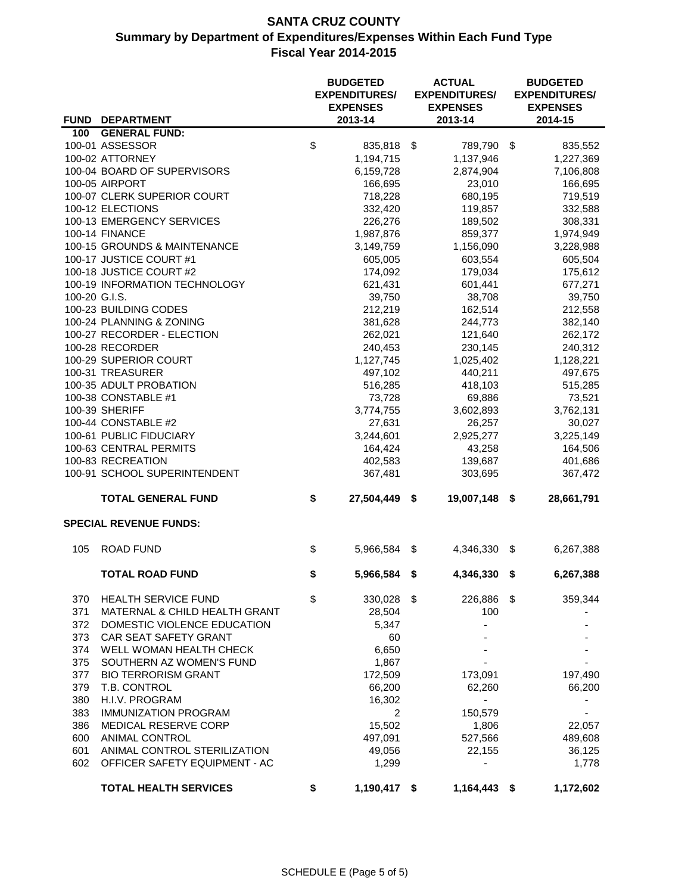# SANTA CRUZ COUNTY
## Summary by Department of Expenditures/Expenses Within Each Fund Type
## Fiscal Year 2014-2015

| FUND | DEPARTMENT | BUDGETED EXPENDITURES/ EXPENSES 2013-14 | ACTUAL EXPENDITURES/ EXPENSES 2013-14 | BUDGETED EXPENDITURES/ EXPENSES 2014-15 |
|---|---|---|---|---|
| 100 | **GENERAL FUND:** | | | |
| 100-01 | ASSESSOR | $ 835,818 | $ 789,790 | $ 835,552 |
| 100-02 | ATTORNEY | 1,194,715 | 1,137,946 | 1,227,369 |
| 100-04 | BOARD OF SUPERVISORS | 6,159,728 | 2,874,904 | 7,106,808 |
| 100-05 | AIRPORT | 166,695 | 23,010 | 166,695 |
| 100-07 | CLERK SUPERIOR COURT | 718,228 | 680,195 | 719,519 |
| 100-12 | ELECTIONS | 332,420 | 119,857 | 332,588 |
| 100-13 | EMERGENCY SERVICES | 226,276 | 189,502 | 308,331 |
| 100-14 | FINANCE | 1,987,876 | 859,377 | 1,974,949 |
| 100-15 | GROUNDS & MAINTENANCE | 3,149,759 | 1,156,090 | 3,228,988 |
| 100-17 | JUSTICE COURT #1 | 605,005 | 603,554 | 605,504 |
| 100-18 | JUSTICE COURT #2 | 174,092 | 179,034 | 175,612 |
| 100-19 | INFORMATION TECHNOLOGY | 621,431 | 601,441 | 677,271 |
| 100-20 | G.I.S. | 39,750 | 38,708 | 39,750 |
| 100-23 | BUILDING CODES | 212,219 | 162,514 | 212,558 |
| 100-24 | PLANNING & ZONING | 381,628 | 244,773 | 382,140 |
| 100-27 | RECORDER - ELECTION | 262,021 | 121,640 | 262,172 |
| 100-28 | RECORDER | 240,453 | 230,145 | 240,312 |
| 100-29 | SUPERIOR COURT | 1,127,745 | 1,025,402 | 1,128,221 |
| 100-31 | TREASURER | 497,102 | 440,211 | 497,675 |
| 100-35 | ADULT PROBATION | 516,285 | 418,103 | 515,285 |
| 100-38 | CONSTABLE #1 | 73,728 | 69,886 | 73,521 |
| 100-39 | SHERIFF | 3,774,755 | 3,602,893 | 3,762,131 |
| 100-44 | CONSTABLE #2 | 27,631 | 26,257 | 30,027 |
| 100-61 | PUBLIC FIDUCIARY | 3,244,601 | 2,925,277 | 3,225,149 |
| 100-63 | CENTRAL PERMITS | 164,424 | 43,258 | 164,506 |
| 100-83 | RECREATION | 402,583 | 139,687 | 401,686 |
| 100-91 | SCHOOL SUPERINTENDENT | 367,481 | 303,695 | 367,472 |
| | **TOTAL GENERAL FUND** | **$ 27,504,449** | **$ 19,007,148** | **$ 28,661,791** |
| | **SPECIAL REVENUE FUNDS:** | | | |
| 105 | ROAD FUND | $ 5,966,584 | $ 4,346,330 | $ 6,267,388 |
| | **TOTAL ROAD FUND** | **$ 5,966,584** | **$ 4,346,330** | **$ 6,267,388** |
| 370 | HEALTH SERVICE FUND | $ 330,028 | $ 226,886 | $ 359,344 |
| 371 | MATERNAL & CHILD HEALTH GRANT | 28,504 | 100 | - |
| 372 | DOMESTIC VIOLENCE EDUCATION | 5,347 | - | - |
| 373 | CAR SEAT SAFETY GRANT | 60 | - | - |
| 374 | WELL WOMAN HEALTH CHECK | 6,650 | - | - |
| 375 | SOUTHERN AZ WOMEN'S FUND | 1,867 | - | - |
| 377 | BIO TERRORISM GRANT | 172,509 | 173,091 | 197,490 |
| 379 | T.B. CONTROL | 66,200 | 62,260 | 66,200 |
| 380 | H.I.V. PROGRAM | 16,302 | - | - |
| 383 | IMMUNIZATION PROGRAM | 2 | 150,579 | - |
| 386 | MEDICAL RESERVE CORP | 15,502 | 1,806 | 22,057 |
| 600 | ANIMAL CONTROL | 497,091 | 527,566 | 489,608 |
| 601 | ANIMAL CONTROL STERILIZATION | 49,056 | 22,155 | 36,125 |
| 602 | OFFICER SAFETY EQUIPMENT - AC | 1,299 | - | 1,778 |
| | **TOTAL HEALTH SERVICES** | **$ 1,190,417** | **$ 1,164,443** | **$ 1,172,602** |

SCHEDULE E (Page 5 of 5)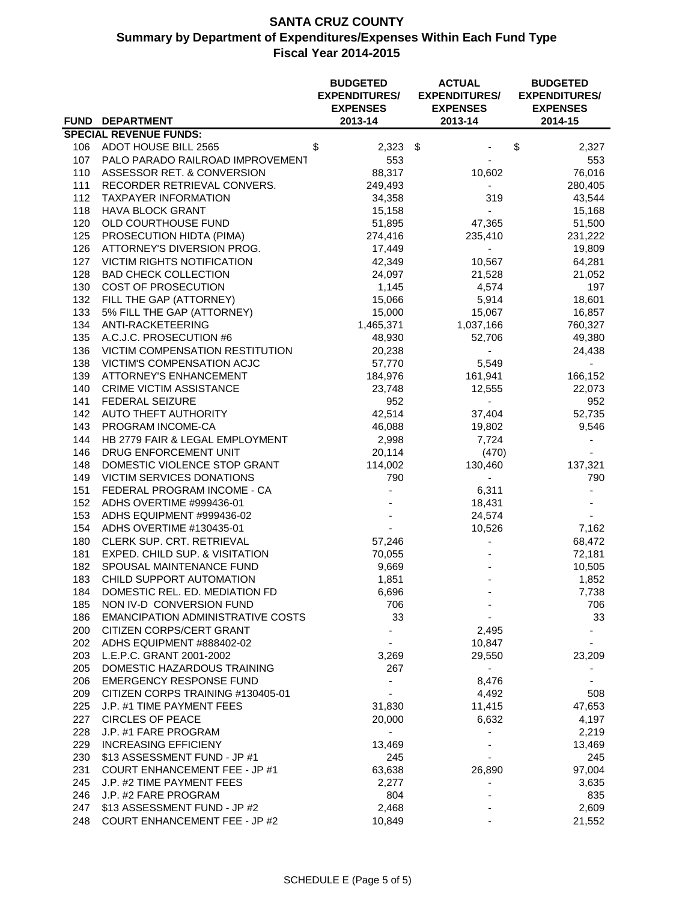# SANTA CRUZ COUNTY

## Summary by Department of Expenditures/Expenses Within Each Fund Type

### Fiscal Year 2014-2015

| FUND | DEPARTMENT | BUDGETED EXPENDITURES/ EXPENSES 2013-14 | ACTUAL EXPENDITURES/ EXPENSES 2013-14 | BUDGETED EXPENDITURES/ EXPENSES 2014-15 |
|---|---|---|---|---|
| **SPECIAL REVENUE FUNDS:** | | | | |
| 106 | ADOT HOUSE BILL 2565 | $ 2,323 | $ - | $ 2,327 |
| 107 | PALO PARADO RAILROAD IMPROVEMENT | 553 | - | 553 |
| 110 | ASSESSOR RET. & CONVERSION | 88,317 | 10,602 | 76,016 |
| 111 | RECORDER RETRIEVAL CONVERS. | 249,493 | - | 280,405 |
| 112 | TAXPAYER INFORMATION | 34,358 | 319 | 43,544 |
| 118 | HAVA BLOCK GRANT | 15,158 | - | 15,168 |
| 120 | OLD COURTHOUSE FUND | 51,895 | 47,365 | 51,500 |
| 125 | PROSECUTION HIDTA (PIMA) | 274,416 | 235,410 | 231,222 |
| 126 | ATTORNEY'S DIVERSION PROG. | 17,449 | - | 19,809 |
| 127 | VICTIM RIGHTS NOTIFICATION | 42,349 | 10,567 | 64,281 |
| 128 | BAD CHECK COLLECTION | 24,097 | 21,528 | 21,052 |
| 130 | COST OF PROSECUTION | 1,145 | 4,574 | 197 |
| 132 | FILL THE GAP (ATTORNEY) | 15,066 | 5,914 | 18,601 |
| 133 | 5% FILL THE GAP (ATTORNEY) | 15,000 | 15,067 | 16,857 |
| 134 | ANTI-RACKETEERING | 1,465,371 | 1,037,166 | 760,327 |
| 135 | A.C.J.C. PROSECUTION #6 | 48,930 | 52,706 | 49,380 |
| 136 | VICTIM COMPENSATION RESTITUTION | 20,238 | - | 24,438 |
| 138 | VICTIM'S COMPENSATION ACJC | 57,770 | 5,549 | - |
| 139 | ATTORNEY'S ENHANCEMENT | 184,976 | 161,941 | 166,152 |
| 140 | CRIME VICTIM ASSISTANCE | 23,748 | 12,555 | 22,073 |
| 141 | FEDERAL SEIZURE | 952 | - | 952 |
| 142 | AUTO THEFT AUTHORITY | 42,514 | 37,404 | 52,735 |
| 143 | PROGRAM INCOME-CA | 46,088 | 19,802 | 9,546 |
| 144 | HB 2779 FAIR & LEGAL EMPLOYMENT | 2,998 | 7,724 | - |
| 146 | DRUG ENFORCEMENT UNIT | 20,114 | (470) | - |
| 148 | DOMESTIC VIOLENCE STOP GRANT | 114,002 | 130,460 | 137,321 |
| 149 | VICTIM SERVICES DONATIONS | 790 | - | 790 |
| 151 | FEDERAL PROGRAM INCOME - CA | - | 6,311 | - |
| 152 | ADHS OVERTIME #999436-01 | - | 18,431 | - |
| 153 | ADHS EQUIPMENT #999436-02 | - | 24,574 | - |
| 154 | ADHS OVERTIME #130435-01 | - | 10,526 | 7,162 |
| 180 | CLERK SUP. CRT. RETRIEVAL | 57,246 | - | 68,472 |
| 181 | EXPED. CHILD SUP. & VISITATION | 70,055 | - | 72,181 |
| 182 | SPOUSAL MAINTENANCE FUND | 9,669 | - | 10,505 |
| 183 | CHILD SUPPORT AUTOMATION | 1,851 | - | 1,852 |
| 184 | DOMESTIC REL. ED. MEDIATION FD | 6,696 | - | 7,738 |
| 185 | NON IV-D CONVERSION FUND | 706 | - | 706 |
| 186 | EMANCIPATION ADMINISTRATIVE COSTS | 33 | - | 33 |
| 200 | CITIZEN CORPS/CERT GRANT | - | 2,495 | - |
| 202 | ADHS EQUIPMENT #888402-02 | - | 10,847 | - |
| 203 | L.E.P.C. GRANT 2001-2002 | 3,269 | 29,550 | 23,209 |
| 205 | DOMESTIC HAZARDOUS TRAINING | 267 | - | - |
| 206 | EMERGENCY RESPONSE FUND | - | 8,476 | - |
| 209 | CITIZEN CORPS TRAINING #130405-01 | - | 4,492 | 508 |
| 225 | J.P. #1 TIME PAYMENT FEES | 31,830 | 11,415 | 47,653 |
| 227 | CIRCLES OF PEACE | 20,000 | 6,632 | 4,197 |
| 228 | J.P. #1 FARE PROGRAM | - | - | 2,219 |
| 229 | INCREASING EFFICIENY | 13,469 | - | 13,469 |
| 230 | $13 ASSESSMENT FUND - JP #1 | 245 | - | 245 |
| 231 | COURT ENHANCEMENT FEE - JP #1 | 63,638 | 26,890 | 97,004 |
| 245 | J.P. #2 TIME PAYMENT FEES | 2,277 | - | 3,635 |
| 246 | J.P. #2 FARE PROGRAM | 804 | - | 835 |
| 247 | $13 ASSESSMENT FUND - JP #2 | 2,468 | - | 2,609 |
| 248 | COURT ENHANCEMENT FEE - JP #2 | 10,849 | - | 21,552 |

SCHEDULE E (Page 5 of 5)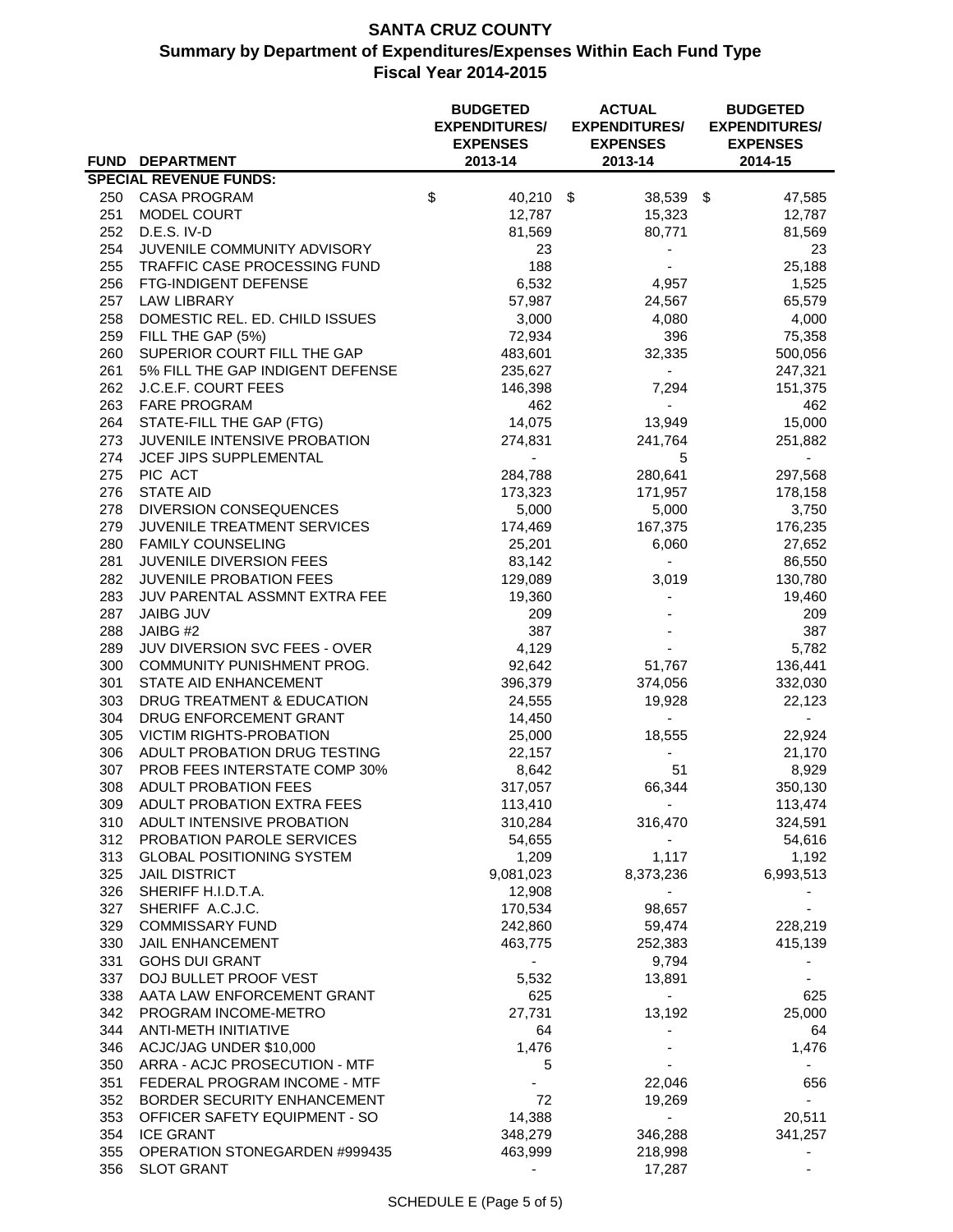# SANTA CRUZ COUNTY

## Summary by Department of Expenditures/Expenses Within Each Fund Type

### Fiscal Year 2014-2015

| FUND | DEPARTMENT | BUDGETED EXPENDITURES/ EXPENSES 2013-14 | ACTUAL EXPENDITURES/ EXPENSES 2013-14 | BUDGETED EXPENDITURES/ EXPENSES 2014-15 |
|---|---|---|---|---|
| **SPECIAL REVENUE FUNDS:** | | | | |
| 250 | CASA PROGRAM | $ 40,210 | $ 38,539 | $ 47,585 |
| 251 | MODEL COURT | 12,787 | 15,323 | 12,787 |
| 252 | D.E.S. IV-D | 81,569 | 80,771 | 81,569 |
| 254 | JUVENILE COMMUNITY ADVISORY | 23 | - | 23 |
| 255 | TRAFFIC CASE PROCESSING FUND | 188 | - | 25,188 |
| 256 | FTG-INDIGENT DEFENSE | 6,532 | 4,957 | 1,525 |
| 257 | LAW LIBRARY | 57,987 | 24,567 | 65,579 |
| 258 | DOMESTIC REL. ED. CHILD ISSUES | 3,000 | 4,080 | 4,000 |
| 259 | FILL THE GAP (5%) | 72,934 | 396 | 75,358 |
| 260 | SUPERIOR COURT FILL THE GAP | 483,601 | 32,335 | 500,056 |
| 261 | 5% FILL THE GAP INDIGENT DEFENSE | 235,627 | - | 247,321 |
| 262 | J.C.E.F. COURT FEES | 146,398 | 7,294 | 151,375 |
| 263 | FARE PROGRAM | 462 | - | 462 |
| 264 | STATE-FILL THE GAP (FTG) | 14,075 | 13,949 | 15,000 |
| 273 | JUVENILE INTENSIVE PROBATION | 274,831 | 241,764 | 251,882 |
| 274 | JCEF JIPS SUPPLEMENTAL | - | 5 | - |
| 275 | PIC ACT | 284,788 | 280,641 | 297,568 |
| 276 | STATE AID | 173,323 | 171,957 | 178,158 |
| 278 | DIVERSION CONSEQUENCES | 5,000 | 5,000 | 3,750 |
| 279 | JUVENILE TREATMENT SERVICES | 174,469 | 167,375 | 176,235 |
| 280 | FAMILY COUNSELING | 25,201 | 6,060 | 27,652 |
| 281 | JUVENILE DIVERSION FEES | 83,142 | - | 86,550 |
| 282 | JUVENILE PROBATION FEES | 129,089 | 3,019 | 130,780 |
| 283 | JUV PARENTAL ASSMNT EXTRA FEE | 19,360 | - | 19,460 |
| 287 | JAIBG JUV | 209 | - | 209 |
| 288 | JAIBG #2 | 387 | - | 387 |
| 289 | JUV DIVERSION SVC FEES - OVER | 4,129 | - | 5,782 |
| 300 | COMMUNITY PUNISHMENT PROG. | 92,642 | 51,767 | 136,441 |
| 301 | STATE AID ENHANCEMENT | 396,379 | 374,056 | 332,030 |
| 303 | DRUG TREATMENT & EDUCATION | 24,555 | 19,928 | 22,123 |
| 304 | DRUG ENFORCEMENT GRANT | 14,450 | - | - |
| 305 | VICTIM RIGHTS-PROBATION | 25,000 | 18,555 | 22,924 |
| 306 | ADULT PROBATION DRUG TESTING | 22,157 | - | 21,170 |
| 307 | PROB FEES INTERSTATE COMP 30% | 8,642 | 51 | 8,929 |
| 308 | ADULT PROBATION FEES | 317,057 | 66,344 | 350,130 |
| 309 | ADULT PROBATION EXTRA FEES | 113,410 | - | 113,474 |
| 310 | ADULT INTENSIVE PROBATION | 310,284 | 316,470 | 324,591 |
| 312 | PROBATION PAROLE SERVICES | 54,655 | - | 54,616 |
| 313 | GLOBAL POSITIONING SYSTEM | 1,209 | 1,117 | 1,192 |
| 325 | JAIL DISTRICT | 9,081,023 | 8,373,236 | 6,993,513 |
| 326 | SHERIFF H.I.D.T.A. | 12,908 | - | - |
| 327 | SHERIFF A.C.J.C. | 170,534 | 98,657 | - |
| 329 | COMMISSARY FUND | 242,860 | 59,474 | 228,219 |
| 330 | JAIL ENHANCEMENT | 463,775 | 252,383 | 415,139 |
| 331 | GOHS DUI GRANT | - | 9,794 | - |
| 337 | DOJ BULLET PROOF VEST | 5,532 | 13,891 | - |
| 338 | AATA LAW ENFORCEMENT GRANT | 625 | - | 625 |
| 342 | PROGRAM INCOME-METRO | 27,731 | 13,192 | 25,000 |
| 344 | ANTI-METH INITIATIVE | 64 | - | 64 |
| 346 | ACJC/JAG UNDER $10,000 | 1,476 | - | 1,476 |
| 350 | ARRA - ACJC PROSECUTION - MTF | 5 | - | - |
| 351 | FEDERAL PROGRAM INCOME - MTF | - | 22,046 | 656 |
| 352 | BORDER SECURITY ENHANCEMENT | 72 | 19,269 | - |
| 353 | OFFICER SAFETY EQUIPMENT - SO | 14,388 | - | 20,511 |
| 354 | ICE GRANT | 348,279 | 346,288 | 341,257 |
| 355 | OPERATION STONEGARDEN #999435 | 463,999 | 218,998 | - |
| 356 | SLOT GRANT | - | 17,287 | - |

SCHEDULE E (Page 5 of 5)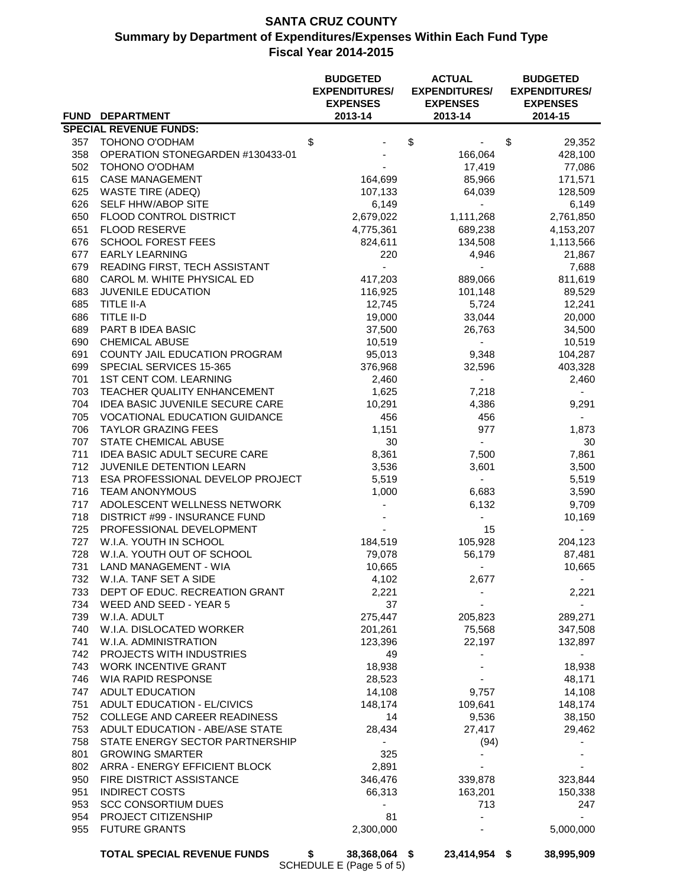# SANTA CRUZ COUNTY
## Summary by Department of Expenditures/Expenses Within Each Fund Type
### Fiscal Year 2014-2015

| FUND | DEPARTMENT | BUDGETED EXPENDITURES/ EXPENSES 2013-14 | ACTUAL EXPENDITURES/ EXPENSES 2013-14 | BUDGETED EXPENDITURES/ EXPENSES 2014-15 |
|---|---|---|---|---|
| **SPECIAL REVENUE FUNDS:** | | | | |
| 357 | TOHONO O'ODHAM | $ - | $ - | $ 29,352 |
| 358 | OPERATION STONEGARDEN #130433-01 | - | 166,064 | 428,100 |
| 502 | TOHONO O'ODHAM | - | 17,419 | 77,086 |
| 615 | CASE MANAGEMENT | 164,699 | 85,966 | 171,571 |
| 625 | WASTE TIRE (ADEQ) | 107,133 | 64,039 | 128,509 |
| 626 | SELF HHW/ABOP SITE | 6,149 | - | 6,149 |
| 650 | FLOOD CONTROL DISTRICT | 2,679,022 | 1,111,268 | 2,761,850 |
| 651 | FLOOD RESERVE | 4,775,361 | 689,238 | 4,153,207 |
| 676 | SCHOOL FOREST FEES | 824,611 | 134,508 | 1,113,566 |
| 677 | EARLY LEARNING | 220 | 4,946 | 21,867 |
| 679 | READING FIRST, TECH ASSISTANT | - | - | 7,688 |
| 680 | CAROL M. WHITE PHYSICAL ED | 417,203 | 889,066 | 811,619 |
| 683 | JUVENILE EDUCATION | 116,925 | 101,148 | 89,529 |
| 685 | TITLE II-A | 12,745 | 5,724 | 12,241 |
| 686 | TITLE II-D | 19,000 | 33,044 | 20,000 |
| 689 | PART B IDEA BASIC | 37,500 | 26,763 | 34,500 |
| 690 | CHEMICAL ABUSE | 10,519 | - | 10,519 |
| 691 | COUNTY JAIL EDUCATION PROGRAM | 95,013 | 9,348 | 104,287 |
| 699 | SPECIAL SERVICES 15-365 | 376,968 | 32,596 | 403,328 |
| 701 | 1ST CENT COM. LEARNING | 2,460 | - | 2,460 |
| 703 | TEACHER QUALITY ENHANCEMENT | 1,625 | 7,218 | - |
| 704 | IDEA BASIC JUVENILE SECURE CARE | 10,291 | 4,386 | 9,291 |
| 705 | VOCATIONAL EDUCATION GUIDANCE | 456 | 456 | - |
| 706 | TAYLOR GRAZING FEES | 1,151 | 977 | 1,873 |
| 707 | STATE CHEMICAL ABUSE | 30 | - | 30 |
| 711 | IDEA BASIC ADULT SECURE CARE | 8,361 | 7,500 | 7,861 |
| 712 | JUVENILE DETENTION LEARN | 3,536 | 3,601 | 3,500 |
| 713 | ESA PROFESSIONAL DEVELOP PROJECT | 5,519 | - | 5,519 |
| 716 | TEAM ANONYMOUS | 1,000 | 6,683 | 3,590 |
| 717 | ADOLESCENT WELLNESS NETWORK | - | 6,132 | 9,709 |
| 718 | DISTRICT #99 - INSURANCE FUND | - | - | 10,169 |
| 725 | PROFESSIONAL DEVELOPMENT | - | 15 | - |
| 727 | W.I.A. YOUTH IN SCHOOL | 184,519 | 105,928 | 204,123 |
| 728 | W.I.A. YOUTH OUT OF SCHOOL | 79,078 | 56,179 | 87,481 |
| 731 | LAND MANAGEMENT - WIA | 10,665 | - | 10,665 |
| 732 | W.I.A. TANF SET A SIDE | 4,102 | 2,677 | - |
| 733 | DEPT OF EDUC. RECREATION GRANT | 2,221 | - | 2,221 |
| 734 | WEED AND SEED - YEAR 5 | 37 | - | - |
| 739 | W.I.A. ADULT | 275,447 | 205,823 | 289,271 |
| 740 | W.I.A. DISLOCATED WORKER | 201,261 | 75,568 | 347,508 |
| 741 | W.I.A. ADMINISTRATION | 123,396 | 22,197 | 132,897 |
| 742 | PROJECTS WITH INDUSTRIES | 49 | - | - |
| 743 | WORK INCENTIVE GRANT | 18,938 | - | 18,938 |
| 746 | WIA RAPID RESPONSE | 28,523 | - | 48,171 |
| 747 | ADULT EDUCATION | 14,108 | 9,757 | 14,108 |
| 751 | ADULT EDUCATION - EL/CIVICS | 148,174 | 109,641 | 148,174 |
| 752 | COLLEGE AND CAREER READINESS | 14 | 9,536 | 38,150 |
| 753 | ADULT EDUCATION - ABE/ASE STATE | 28,434 | 27,417 | 29,462 |
| 758 | STATE ENERGY SECTOR PARTNERSHIP | - | (94) | - |
| 801 | GROWING SMARTER | 325 | - | - |
| 802 | ARRA - ENERGY EFFICIENT BLOCK | 2,891 | - | - |
| 950 | FIRE DISTRICT ASSISTANCE | 346,476 | 339,878 | 323,844 |
| 951 | INDIRECT COSTS | 66,313 | 163,201 | 150,338 |
| 953 | SCC CONSORTIUM DUES | - | 713 | 247 |
| 954 | PROJECT CITIZENSHIP | 81 | - | - |
| 955 | FUTURE GRANTS | 2,300,000 | - | 5,000,000 |
| | **TOTAL SPECIAL REVENUE FUNDS** | **$ 38,368,064** | **$ 23,414,954** | **$ 38,995,909** |

SCHEDULE E (Page 5 of 5)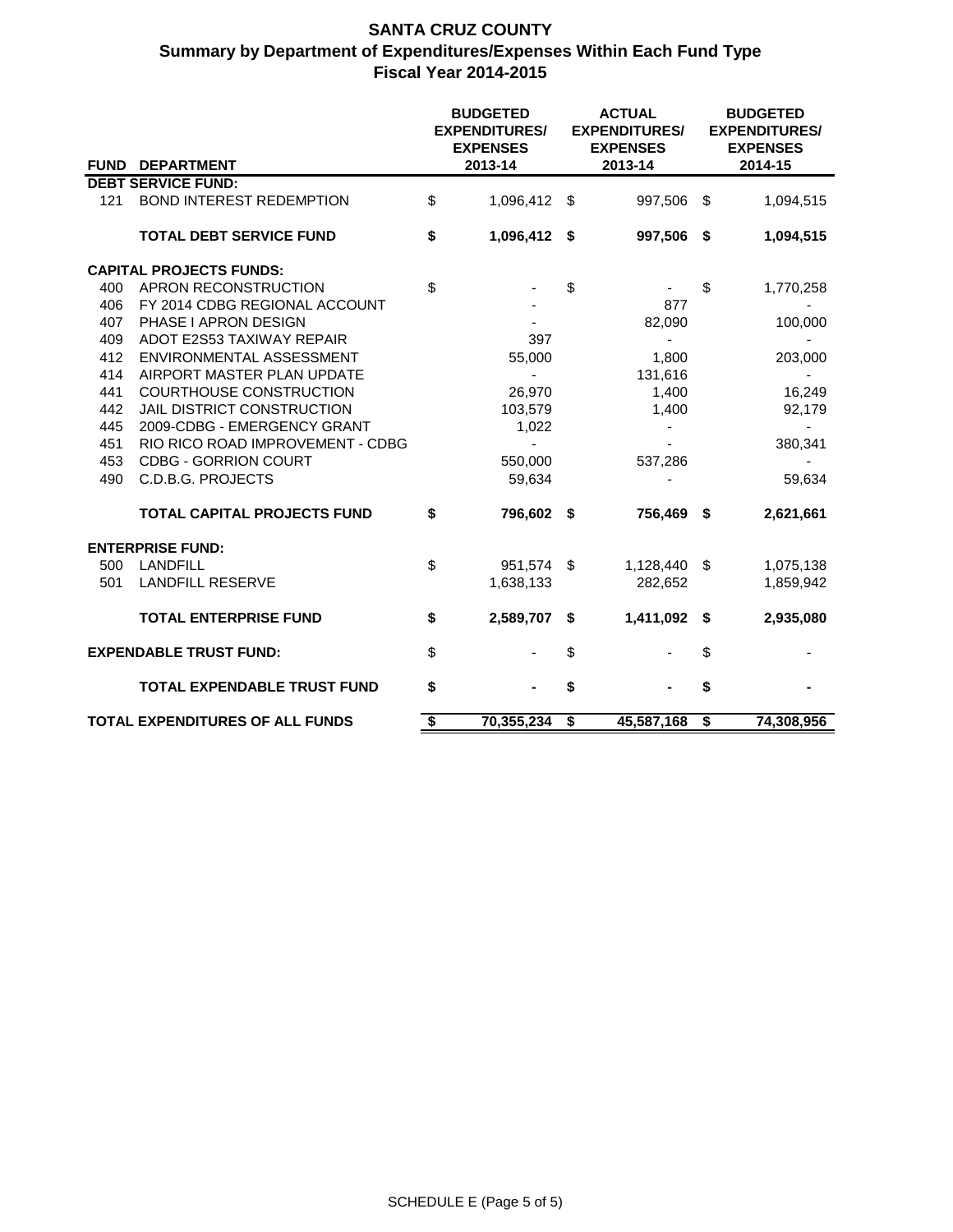# SANTA CRUZ COUNTY
## Summary by Department of Expenditures/Expenses Within Each Fund Type
### Fiscal Year 2014-2015

| FUND | DEPARTMENT | BUDGETED EXPENDITURES/ EXPENSES 2013-14 | ACTUAL EXPENDITURES/ EXPENSES 2013-14 | BUDGETED EXPENDITURES/ EXPENSES 2014-15 |
|---|---|---|---|---|
| **DEBT SERVICE FUND:** | | | | |
| 121 | BOND INTEREST REDEMPTION | $ 1,096,412 | $ 997,506 | $ 1,094,515 |
| | **TOTAL DEBT SERVICE FUND** | **$ 1,096,412** | **$ 997,506** | **$ 1,094,515** |
| **CAPITAL PROJECTS FUNDS:** | | | | |
| 400 | APRON RECONSTRUCTION | $ - | $ - | $ 1,770,258 |
| 406 | FY 2014 CDBG REGIONAL ACCOUNT | - | 877 | - |
| 407 | PHASE I APRON DESIGN | - | 82,090 | 100,000 |
| 409 | ADOT E2S53 TAXIWAY REPAIR | 397 | - | - |
| 412 | ENVIRONMENTAL ASSESSMENT | 55,000 | 1,800 | 203,000 |
| 414 | AIRPORT MASTER PLAN UPDATE | - | 131,616 | - |
| 441 | COURTHOUSE CONSTRUCTION | 26,970 | 1,400 | 16,249 |
| 442 | JAIL DISTRICT CONSTRUCTION | 103,579 | 1,400 | 92,179 |
| 445 | 2009-CDBG - EMERGENCY GRANT | 1,022 | - | - |
| 451 | RIO RICO ROAD IMPROVEMENT - CDBG | - | - | 380,341 |
| 453 | CDBG - GORRION COURT | 550,000 | 537,286 | - |
| 490 | C.D.B.G. PROJECTS | 59,634 | - | 59,634 |
| | **TOTAL CAPITAL PROJECTS FUND** | **$ 796,602** | **$ 756,469** | **$ 2,621,661** |
| **ENTERPRISE FUND:** | | | | |
| 500 | LANDFILL | $ 951,574 | $ 1,128,440 | $ 1,075,138 |
| 501 | LANDFILL RESERVE | 1,638,133 | 282,652 | 1,859,942 |
| | **TOTAL ENTERPRISE FUND** | **$ 2,589,707** | **$ 1,411,092** | **$ 2,935,080** |
| **EXPENDABLE TRUST FUND:** | | $ - | $ - | $ - |
| | **TOTAL EXPENDABLE TRUST FUND** | **$ -** | **$ -** | **$ -** |
| **TOTAL EXPENDITURES OF ALL FUNDS** | | **$ 70,355,234** | **$ 45,587,168** | **$ 74,308,956** |

SCHEDULE E (Page 5 of 5)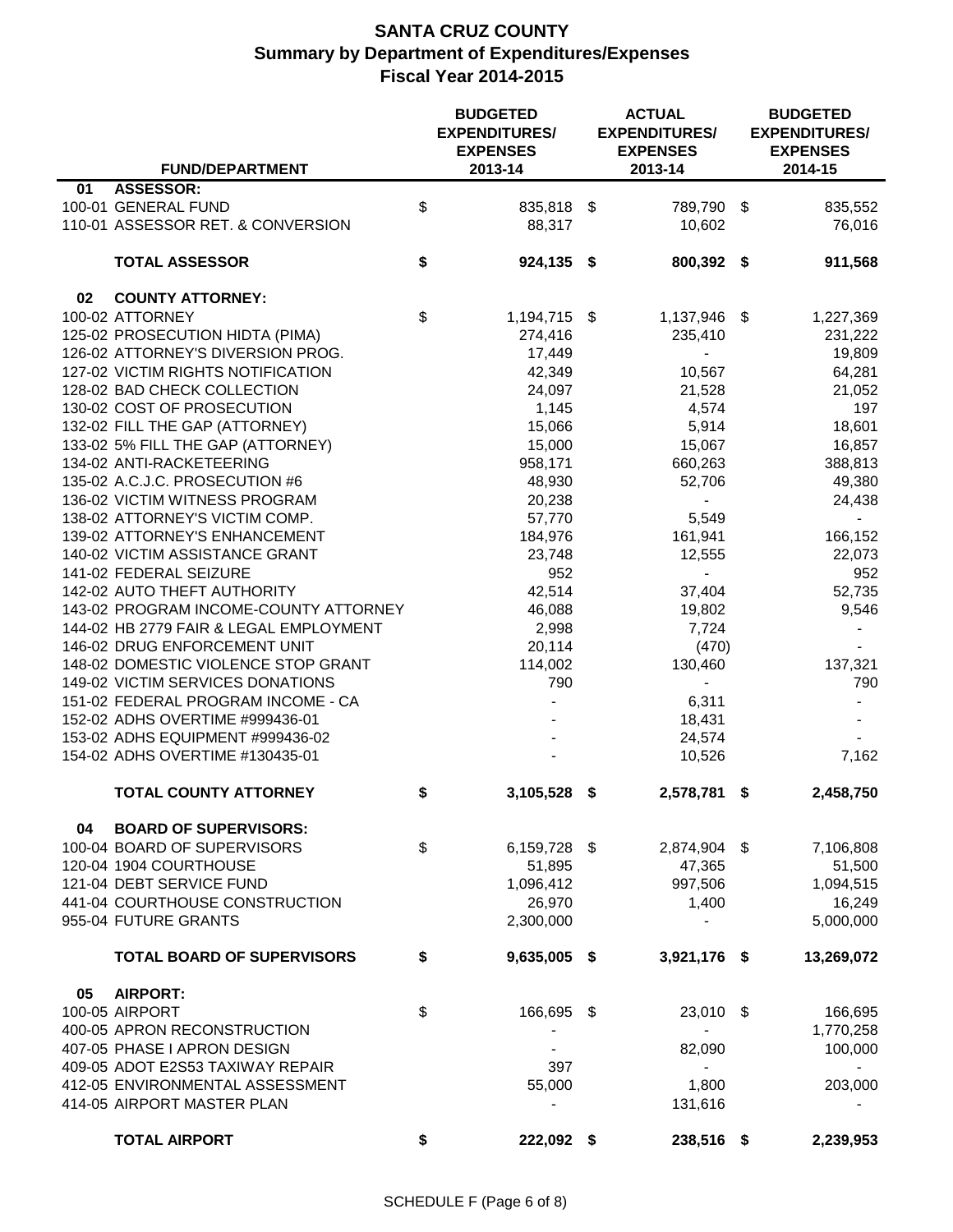# SANTA CRUZ COUNTY
## Summary by Department of Expenditures/Expenses
## Fiscal Year 2014-2015

| | FUND/DEPARTMENT | BUDGETED EXPENDITURES/ EXPENSES 2013-14 | ACTUAL EXPENDITURES/ EXPENSES 2013-14 | BUDGETED EXPENDITURES/ EXPENSES 2014-15 |
|---|---|---|---|---|
| **01** | **ASSESSOR:** | | | |
| | 100-01 GENERAL FUND | $ 835,818 | $ 789,790 | $ 835,552 |
| | 110-01 ASSESSOR RET. & CONVERSION | 88,317 | 10,602 | 76,016 |
| | **TOTAL ASSESSOR** | **$ 924,135** | **$ 800,392** | **$ 911,568** |
| **02** | **COUNTY ATTORNEY:** | | | |
| | 100-02 ATTORNEY | $ 1,194,715 | $ 1,137,946 | $ 1,227,369 |
| | 125-02 PROSECUTION HIDTA (PIMA) | 274,416 | 235,410 | 231,222 |
| | 126-02 ATTORNEY'S DIVERSION PROG. | 17,449 | - | 19,809 |
| | 127-02 VICTIM RIGHTS NOTIFICATION | 42,349 | 10,567 | 64,281 |
| | 128-02 BAD CHECK COLLECTION | 24,097 | 21,528 | 21,052 |
| | 130-02 COST OF PROSECUTION | 1,145 | 4,574 | 197 |
| | 132-02 FILL THE GAP (ATTORNEY) | 15,066 | 5,914 | 18,601 |
| | 133-02 5% FILL THE GAP (ATTORNEY) | 15,000 | 15,067 | 16,857 |
| | 134-02 ANTI-RACKETEERING | 958,171 | 660,263 | 388,813 |
| | 135-02 A.C.J.C. PROSECUTION #6 | 48,930 | 52,706 | 49,380 |
| | 136-02 VICTIM WITNESS PROGRAM | 20,238 | - | 24,438 |
| | 138-02 ATTORNEY'S VICTIM COMP. | 57,770 | 5,549 | - |
| | 139-02 ATTORNEY'S ENHANCEMENT | 184,976 | 161,941 | 166,152 |
| | 140-02 VICTIM ASSISTANCE GRANT | 23,748 | 12,555 | 22,073 |
| | 141-02 FEDERAL SEIZURE | 952 | - | 952 |
| | 142-02 AUTO THEFT AUTHORITY | 42,514 | 37,404 | 52,735 |
| | 143-02 PROGRAM INCOME-COUNTY ATTORNEY | 46,088 | 19,802 | 9,546 |
| | 144-02 HB 2779 FAIR & LEGAL EMPLOYMENT | 2,998 | 7,724 | - |
| | 146-02 DRUG ENFORCEMENT UNIT | 20,114 | (470) | - |
| | 148-02 DOMESTIC VIOLENCE STOP GRANT | 114,002 | 130,460 | 137,321 |
| | 149-02 VICTIM SERVICES DONATIONS | 790 | - | 790 |
| | 151-02 FEDERAL PROGRAM INCOME - CA | - | 6,311 | - |
| | 152-02 ADHS OVERTIME #999436-01 | - | 18,431 | - |
| | 153-02 ADHS EQUIPMENT #999436-02 | - | 24,574 | - |
| | 154-02 ADHS OVERTIME #130435-01 | - | 10,526 | 7,162 |
| | **TOTAL COUNTY ATTORNEY** | **$ 3,105,528** | **$ 2,578,781** | **$ 2,458,750** |
| **04** | **BOARD OF SUPERVISORS:** | | | |
| | 100-04 BOARD OF SUPERVISORS | $ 6,159,728 | $ 2,874,904 | $ 7,106,808 |
| | 120-04 1904 COURTHOUSE | 51,895 | 47,365 | 51,500 |
| | 121-04 DEBT SERVICE FUND | 1,096,412 | 997,506 | 1,094,515 |
| | 441-04 COURTHOUSE CONSTRUCTION | 26,970 | 1,400 | 16,249 |
| | 955-04 FUTURE GRANTS | 2,300,000 | - | 5,000,000 |
| | **TOTAL BOARD OF SUPERVISORS** | **$ 9,635,005** | **$ 3,921,176** | **$ 13,269,072** |
| **05** | **AIRPORT:** | | | |
| | 100-05 AIRPORT | $ 166,695 | $ 23,010 | $ 166,695 |
| | 400-05 APRON RECONSTRUCTION | - | - | 1,770,258 |
| | 407-05 PHASE I APRON DESIGN | - | 82,090 | 100,000 |
| | 409-05 ADOT E2S53 TAXIWAY REPAIR | 397 | - | - |
| | 412-05 ENVIRONMENTAL ASSESSMENT | 55,000 | 1,800 | 203,000 |
| | 414-05 AIRPORT MASTER PLAN | - | 131,616 | - |
| | **TOTAL AIRPORT** | **$ 222,092** | **$ 238,516** | **$ 2,239,953** |

SCHEDULE F (Page 6 of 8)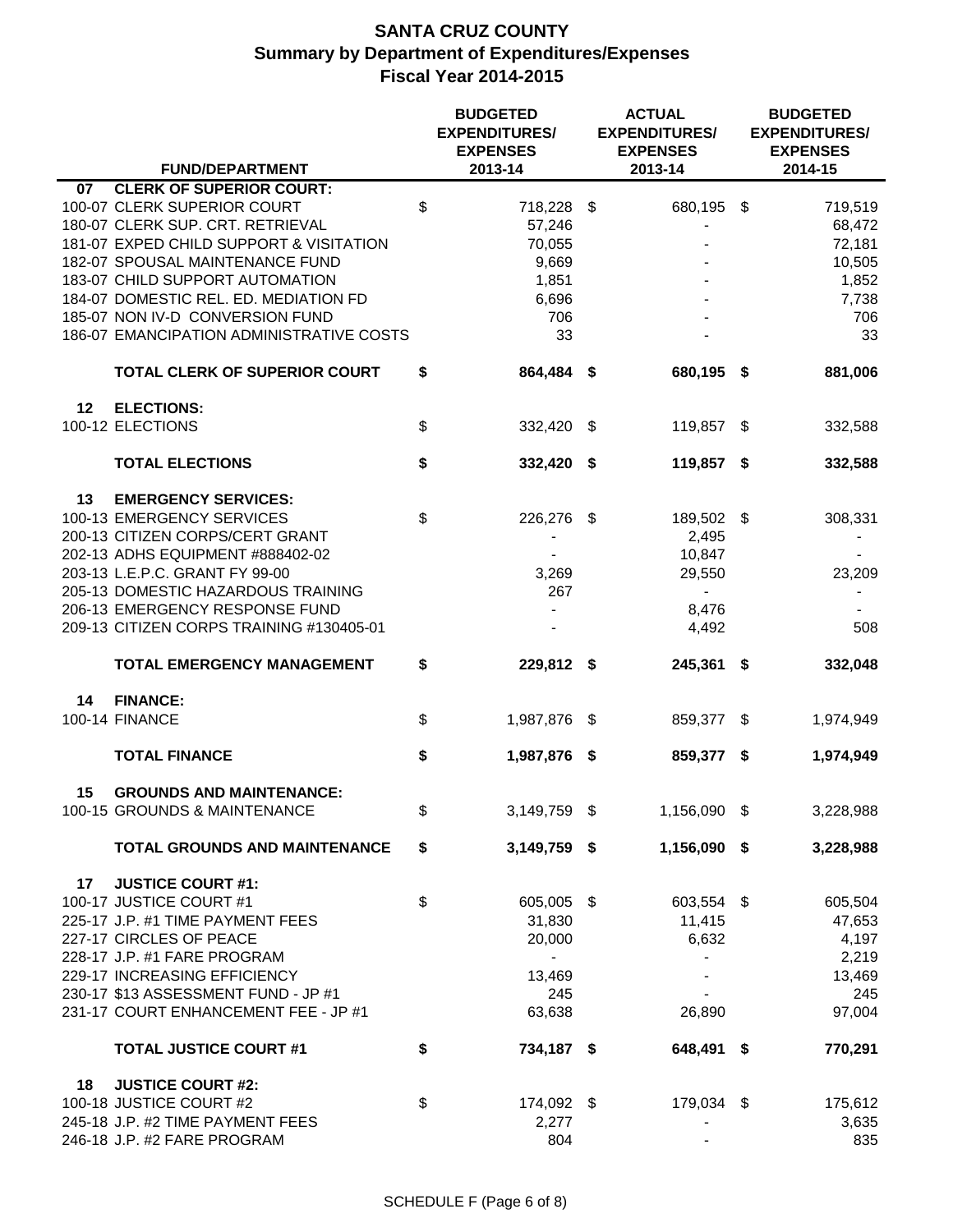# SANTA CRUZ COUNTY
## Summary by Department of Expenditures/Expenses
## Fiscal Year 2014-2015

| | FUND/DEPARTMENT | BUDGETED EXPENDITURES/ EXPENSES 2013-14 | ACTUAL EXPENDITURES/ EXPENSES 2013-14 | BUDGETED EXPENDITURES/ EXPENSES 2014-15 |
|---|---|---|---|---|
| 07 | **CLERK OF SUPERIOR COURT:** | | | |
| | 100-07 CLERK SUPERIOR COURT | $ 718,228 | $ 680,195 | $ 719,519 |
| | 180-07 CLERK SUP. CRT. RETRIEVAL | 57,246 | - | 68,472 |
| | 181-07 EXPED CHILD SUPPORT & VISITATION | 70,055 | - | 72,181 |
| | 182-07 SPOUSAL MAINTENANCE FUND | 9,669 | - | 10,505 |
| | 183-07 CHILD SUPPORT AUTOMATION | 1,851 | - | 1,852 |
| | 184-07 DOMESTIC REL. ED. MEDIATION FD | 6,696 | - | 7,738 |
| | 185-07 NON IV-D CONVERSION FUND | 706 | - | 706 |
| | 186-07 EMANCIPATION ADMINISTRATIVE COSTS | 33 | - | 33 |
| | **TOTAL CLERK OF SUPERIOR COURT** | **$ 864,484** | **$ 680,195** | **$ 881,006** |
| 12 | **ELECTIONS:** | | | |
| | 100-12 ELECTIONS | $ 332,420 | $ 119,857 | $ 332,588 |
| | **TOTAL ELECTIONS** | **$ 332,420** | **$ 119,857** | **$ 332,588** |
| 13 | **EMERGENCY SERVICES:** | | | |
| | 100-13 EMERGENCY SERVICES | $ 226,276 | $ 189,502 | $ 308,331 |
| | 200-13 CITIZEN CORPS/CERT GRANT | - | 2,495 | - |
| | 202-13 ADHS EQUIPMENT #888402-02 | - | 10,847 | - |
| | 203-13 L.E.P.C. GRANT FY 99-00 | 3,269 | 29,550 | 23,209 |
| | 205-13 DOMESTIC HAZARDOUS TRAINING | 267 | - | - |
| | 206-13 EMERGENCY RESPONSE FUND | - | 8,476 | - |
| | 209-13 CITIZEN CORPS TRAINING #130405-01 | - | 4,492 | 508 |
| | **TOTAL EMERGENCY MANAGEMENT** | **$ 229,812** | **$ 245,361** | **$ 332,048** |
| 14 | **FINANCE:** | | | |
| | 100-14 FINANCE | $ 1,987,876 | $ 859,377 | $ 1,974,949 |
| | **TOTAL FINANCE** | **$ 1,987,876** | **$ 859,377** | **$ 1,974,949** |
| 15 | **GROUNDS AND MAINTENANCE:** | | | |
| | 100-15 GROUNDS & MAINTENANCE | $ 3,149,759 | $ 1,156,090 | $ 3,228,988 |
| | **TOTAL GROUNDS AND MAINTENANCE** | **$ 3,149,759** | **$ 1,156,090** | **$ 3,228,988** |
| 17 | **JUSTICE COURT #1:** | | | |
| | 100-17 JUSTICE COURT #1 | $ 605,005 | $ 603,554 | $ 605,504 |
| | 225-17 J.P. #1 TIME PAYMENT FEES | 31,830 | 11,415 | 47,653 |
| | 227-17 CIRCLES OF PEACE | 20,000 | 6,632 | 4,197 |
| | 228-17 J.P. #1 FARE PROGRAM | - | - | 2,219 |
| | 229-17 INCREASING EFFICIENCY | 13,469 | - | 13,469 |
| | 230-17 $13 ASSESSMENT FUND - JP #1 | 245 | - | 245 |
| | 231-17 COURT ENHANCEMENT FEE - JP #1 | 63,638 | 26,890 | 97,004 |
| | **TOTAL JUSTICE COURT #1** | **$ 734,187** | **$ 648,491** | **$ 770,291** |
| 18 | **JUSTICE COURT #2:** | | | |
| | 100-18 JUSTICE COURT #2 | $ 174,092 | $ 179,034 | $ 175,612 |
| | 245-18 J.P. #2 TIME PAYMENT FEES | 2,277 | - | 3,635 |
| | 246-18 J.P. #2 FARE PROGRAM | 804 | - | 835 |

SCHEDULE F (Page 6 of 8)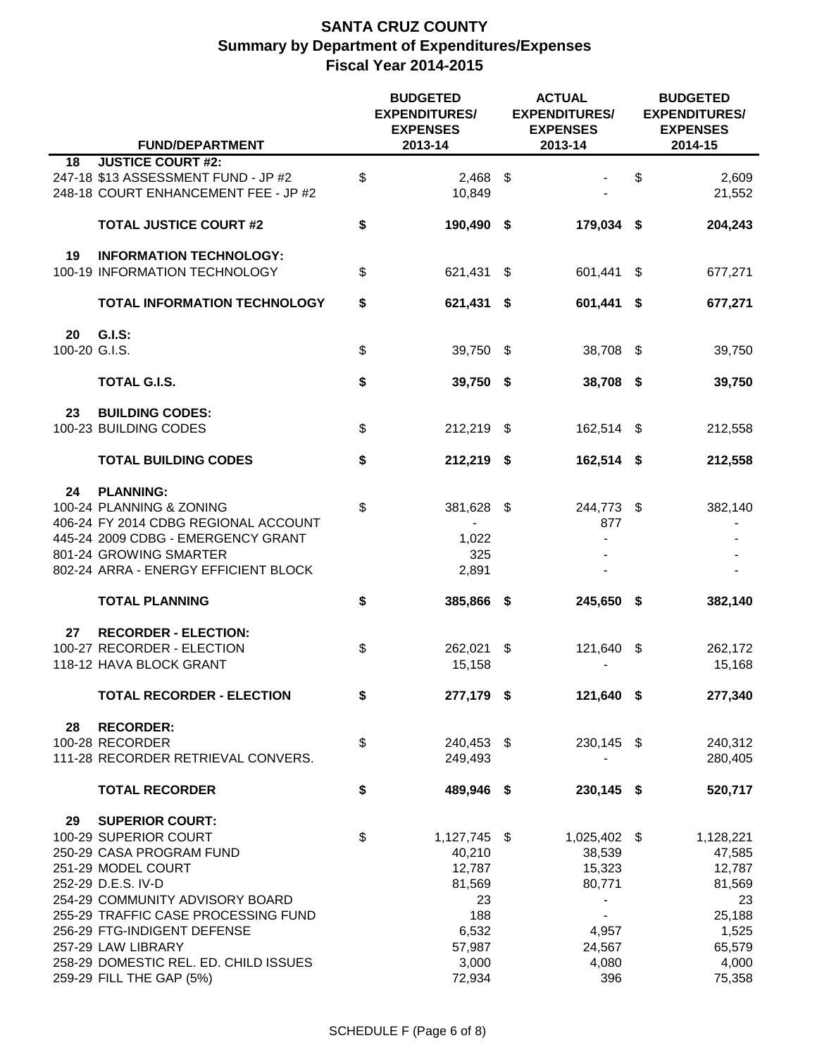# SANTA CRUZ COUNTY
## Summary by Department of Expenditures/Expenses
## Fiscal Year 2014-2015

| FUND/DEPARTMENT | | BUDGETED EXPENDITURES/ EXPENSES 2013-14 | | ACTUAL EXPENDITURES/ EXPENSES 2013-14 | | BUDGETED EXPENDITURES/ EXPENSES 2014-15 |
|---|---|---|---|---|---|---|
| **18 JUSTICE COURT #2:** | | | | | | |
| 247-18 $13 ASSESSMENT FUND - JP #2 | $ | 2,468 | $ | - | $ | 2,609 |
| 248-18 COURT ENHANCEMENT FEE - JP #2 | | 10,849 | | - | | 21,552 |
| **TOTAL JUSTICE COURT #2** | **$** | **190,490** | **$** | **179,034** | **$** | **204,243** |
| **19 INFORMATION TECHNOLOGY:** | | | | | | |
| 100-19 INFORMATION TECHNOLOGY | $ | 621,431 | $ | 601,441 | $ | 677,271 |
| **TOTAL INFORMATION TECHNOLOGY** | **$** | **621,431** | **$** | **601,441** | **$** | **677,271** |
| **20 G.I.S:** | | | | | | |
| 100-20 G.I.S. | $ | 39,750 | $ | 38,708 | $ | 39,750 |
| **TOTAL G.I.S.** | **$** | **39,750** | **$** | **38,708** | **$** | **39,750** |
| **23 BUILDING CODES:** | | | | | | |
| 100-23 BUILDING CODES | $ | 212,219 | $ | 162,514 | $ | 212,558 |
| **TOTAL BUILDING CODES** | **$** | **212,219** | **$** | **162,514** | **$** | **212,558** |
| **24 PLANNING:** | | | | | | |
| 100-24 PLANNING & ZONING | $ | 381,628 | $ | 244,773 | $ | 382,140 |
| 406-24 FY 2014 CDBG REGIONAL ACCOUNT | | - | | 877 | | - |
| 445-24 2009 CDBG - EMERGENCY GRANT | | 1,022 | | - | | - |
| 801-24 GROWING SMARTER | | 325 | | - | | - |
| 802-24 ARRA - ENERGY EFFICIENT BLOCK | | 2,891 | | - | | - |
| **TOTAL PLANNING** | **$** | **385,866** | **$** | **245,650** | **$** | **382,140** |
| **27 RECORDER - ELECTION:** | | | | | | |
| 100-27 RECORDER - ELECTION | $ | 262,021 | $ | 121,640 | $ | 262,172 |
| 118-12 HAVA BLOCK GRANT | | 15,158 | | - | | 15,168 |
| **TOTAL RECORDER - ELECTION** | **$** | **277,179** | **$** | **121,640** | **$** | **277,340** |
| **28 RECORDER:** | | | | | | |
| 100-28 RECORDER | $ | 240,453 | $ | 230,145 | $ | 240,312 |
| 111-28 RECORDER RETRIEVAL CONVERS. | | 249,493 | | - | | 280,405 |
| **TOTAL RECORDER** | **$** | **489,946** | **$** | **230,145** | **$** | **520,717** |
| **29 SUPERIOR COURT:** | | | | | | |
| 100-29 SUPERIOR COURT | $ | 1,127,745 | $ | 1,025,402 | $ | 1,128,221 |
| 250-29 CASA PROGRAM FUND | | 40,210 | | 38,539 | | 47,585 |
| 251-29 MODEL COURT | | 12,787 | | 15,323 | | 12,787 |
| 252-29 D.E.S. IV-D | | 81,569 | | 80,771 | | 81,569 |
| 254-29 COMMUNITY ADVISORY BOARD | | 23 | | - | | 23 |
| 255-29 TRAFFIC CASE PROCESSING FUND | | 188 | | - | | 25,188 |
| 256-29 FTG-INDIGENT DEFENSE | | 6,532 | | 4,957 | | 1,525 |
| 257-29 LAW LIBRARY | | 57,987 | | 24,567 | | 65,579 |
| 258-29 DOMESTIC REL. ED. CHILD ISSUES | | 3,000 | | 4,080 | | 4,000 |
| 259-29 FILL THE GAP (5%) | | 72,934 | | 396 | | 75,358 |

SCHEDULE F (Page 6 of 8)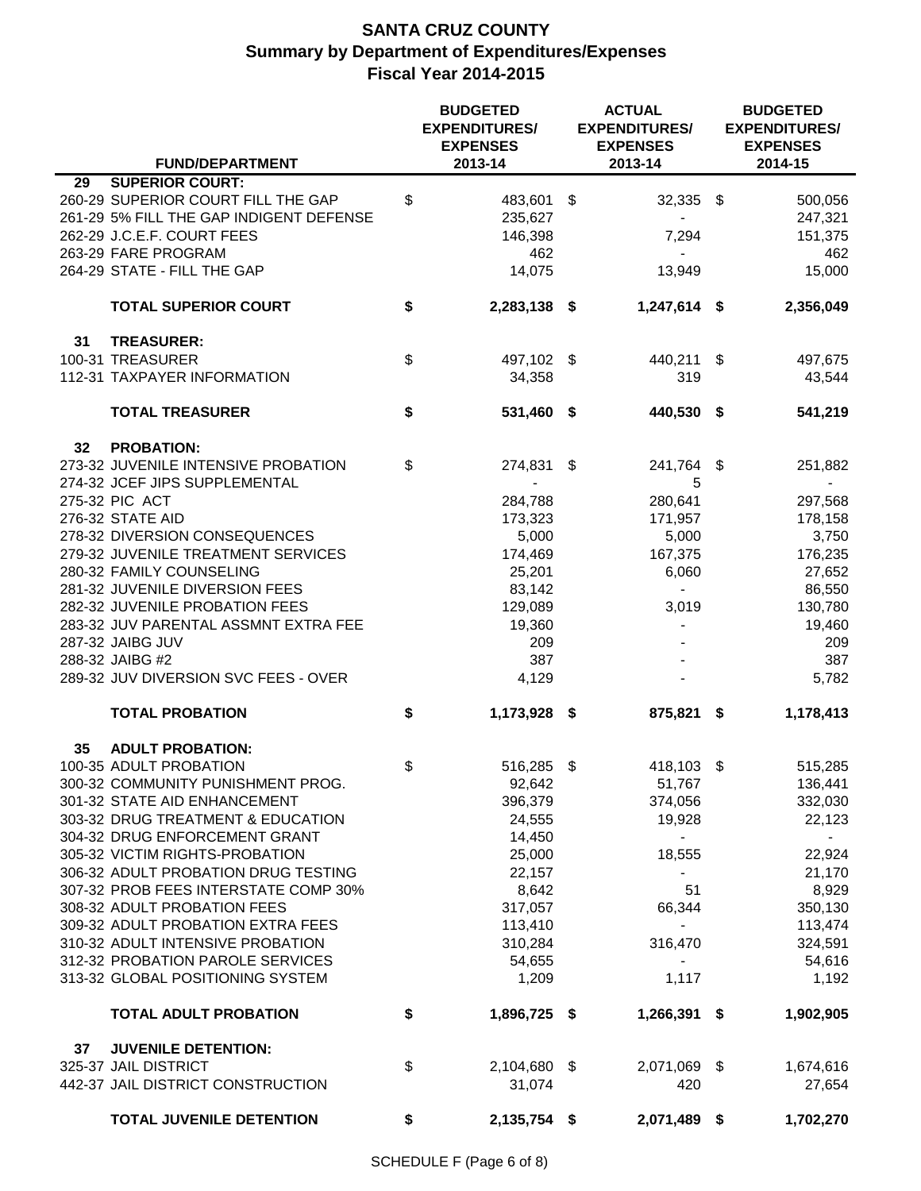# SANTA CRUZ COUNTY
## Summary by Department of Expenditures/Expenses
## Fiscal Year 2014-2015

| | FUND/DEPARTMENT | BUDGETED EXPENDITURES/ EXPENSES 2013-14 | ACTUAL EXPENDITURES/ EXPENSES 2013-14 | BUDGETED EXPENDITURES/ EXPENSES 2014-15 |
|---|---|---|---|---|
| 29 | **SUPERIOR COURT:** | | | |
| | 260-29 SUPERIOR COURT FILL THE GAP | $ 483,601 | $ 32,335 | $ 500,056 |
| | 261-29 5% FILL THE GAP INDIGENT DEFENSE | 235,627 | - | 247,321 |
| | 262-29 J.C.E.F. COURT FEES | 146,398 | 7,294 | 151,375 |
| | 263-29 FARE PROGRAM | 462 | - | 462 |
| | 264-29 STATE - FILL THE GAP | 14,075 | 13,949 | 15,000 |
| | **TOTAL SUPERIOR COURT** | **$ 2,283,138** | **$ 1,247,614** | **$ 2,356,049** |
| 31 | **TREASURER:** | | | |
| | 100-31 TREASURER | $ 497,102 | $ 440,211 | $ 497,675 |
| | 112-31 TAXPAYER INFORMATION | 34,358 | 319 | 43,544 |
| | **TOTAL TREASURER** | **$ 531,460** | **$ 440,530** | **$ 541,219** |
| 32 | **PROBATION:** | | | |
| | 273-32 JUVENILE INTENSIVE PROBATION | $ 274,831 | $ 241,764 | $ 251,882 |
| | 274-32 JCEF JIPS SUPPLEMENTAL | - | 5 | - |
| | 275-32 PIC ACT | 284,788 | 280,641 | 297,568 |
| | 276-32 STATE AID | 173,323 | 171,957 | 178,158 |
| | 278-32 DIVERSION CONSEQUENCES | 5,000 | 5,000 | 3,750 |
| | 279-32 JUVENILE TREATMENT SERVICES | 174,469 | 167,375 | 176,235 |
| | 280-32 FAMILY COUNSELING | 25,201 | 6,060 | 27,652 |
| | 281-32 JUVENILE DIVERSION FEES | 83,142 | - | 86,550 |
| | 282-32 JUVENILE PROBATION FEES | 129,089 | 3,019 | 130,780 |
| | 283-32 JUV PARENTAL ASSMNT EXTRA FEE | 19,360 | - | 19,460 |
| | 287-32 JAIBG JUV | 209 | - | 209 |
| | 288-32 JAIBG #2 | 387 | - | 387 |
| | 289-32 JUV DIVERSION SVC FEES - OVER | 4,129 | - | 5,782 |
| | **TOTAL PROBATION** | **$ 1,173,928** | **$ 875,821** | **$ 1,178,413** |
| 35 | **ADULT PROBATION:** | | | |
| | 100-35 ADULT PROBATION | $ 516,285 | $ 418,103 | $ 515,285 |
| | 300-32 COMMUNITY PUNISHMENT PROG. | 92,642 | 51,767 | 136,441 |
| | 301-32 STATE AID ENHANCEMENT | 396,379 | 374,056 | 332,030 |
| | 303-32 DRUG TREATMENT & EDUCATION | 24,555 | 19,928 | 22,123 |
| | 304-32 DRUG ENFORCEMENT GRANT | 14,450 | - | - |
| | 305-32 VICTIM RIGHTS-PROBATION | 25,000 | 18,555 | 22,924 |
| | 306-32 ADULT PROBATION DRUG TESTING | 22,157 | - | 21,170 |
| | 307-32 PROB FEES INTERSTATE COMP 30% | 8,642 | 51 | 8,929 |
| | 308-32 ADULT PROBATION FEES | 317,057 | 66,344 | 350,130 |
| | 309-32 ADULT PROBATION EXTRA FEES | 113,410 | - | 113,474 |
| | 310-32 ADULT INTENSIVE PROBATION | 310,284 | 316,470 | 324,591 |
| | 312-32 PROBATION PAROLE SERVICES | 54,655 | - | 54,616 |
| | 313-32 GLOBAL POSITIONING SYSTEM | 1,209 | 1,117 | 1,192 |
| | **TOTAL ADULT PROBATION** | **$ 1,896,725** | **$ 1,266,391** | **$ 1,902,905** |
| 37 | **JUVENILE DETENTION:** | | | |
| | 325-37 JAIL DISTRICT | $ 2,104,680 | $ 2,071,069 | $ 1,674,616 |
| | 442-37 JAIL DISTRICT CONSTRUCTION | 31,074 | 420 | 27,654 |
| | **TOTAL JUVENILE DETENTION** | **$ 2,135,754** | **$ 2,071,489** | **$ 1,702,270** |

SCHEDULE F (Page 6 of 8)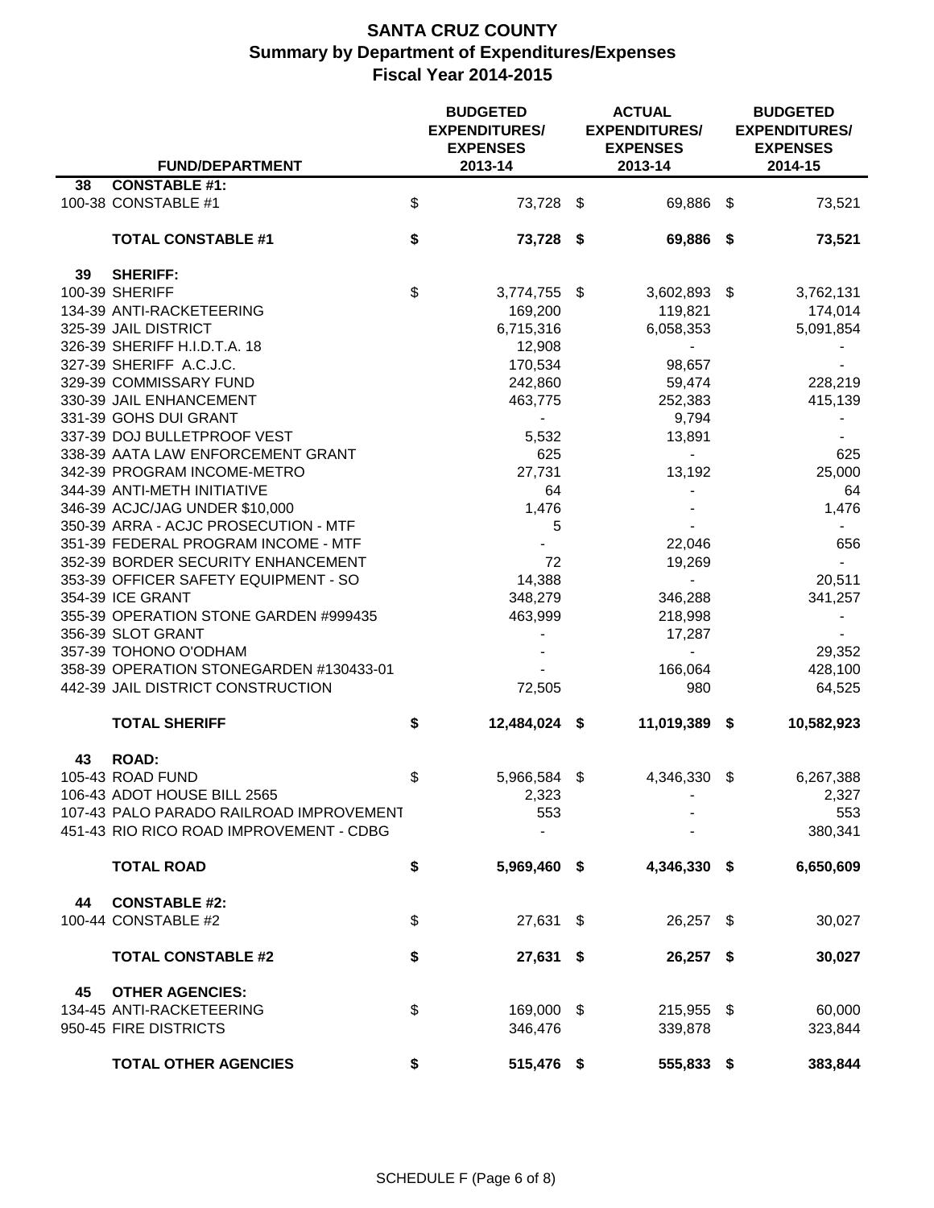# SANTA CRUZ COUNTY
## Summary by Department of Expenditures/Expenses
## Fiscal Year 2014-2015

| | FUND/DEPARTMENT | BUDGETED EXPENDITURES/ EXPENSES 2013-14 | ACTUAL EXPENDITURES/ EXPENSES 2013-14 | BUDGETED EXPENDITURES/ EXPENSES 2014-15 |
|---|---|---|---|---|
| **38** | **CONSTABLE #1:** | | | |
| | 100-38 CONSTABLE #1 | $ 73,728 | $ 69,886 | $ 73,521 |
| | **TOTAL CONSTABLE #1** | **$ 73,728** | **$ 69,886** | **$ 73,521** |
| **39** | **SHERIFF:** | | | |
| | 100-39 SHERIFF | $ 3,774,755 | $ 3,602,893 | $ 3,762,131 |
| | 134-39 ANTI-RACKETEERING | 169,200 | 119,821 | 174,014 |
| | 325-39 JAIL DISTRICT | 6,715,316 | 6,058,353 | 5,091,854 |
| | 326-39 SHERIFF H.I.D.T.A. 18 | 12,908 | - | - |
| | 327-39 SHERIFF A.C.J.C. | 170,534 | 98,657 | - |
| | 329-39 COMMISSARY FUND | 242,860 | 59,474 | 228,219 |
| | 330-39 JAIL ENHANCEMENT | 463,775 | 252,383 | 415,139 |
| | 331-39 GOHS DUI GRANT | - | 9,794 | - |
| | 337-39 DOJ BULLETPROOF VEST | 5,532 | 13,891 | - |
| | 338-39 AATA LAW ENFORCEMENT GRANT | 625 | - | 625 |
| | 342-39 PROGRAM INCOME-METRO | 27,731 | 13,192 | 25,000 |
| | 344-39 ANTI-METH INITIATIVE | 64 | - | 64 |
| | 346-39 ACJC/JAG UNDER $10,000 | 1,476 | - | 1,476 |
| | 350-39 ARRA - ACJC PROSECUTION - MTF | 5 | - | - |
| | 351-39 FEDERAL PROGRAM INCOME - MTF | - | 22,046 | 656 |
| | 352-39 BORDER SECURITY ENHANCEMENT | 72 | 19,269 | - |
| | 353-39 OFFICER SAFETY EQUIPMENT - SO | 14,388 | - | 20,511 |
| | 354-39 ICE GRANT | 348,279 | 346,288 | 341,257 |
| | 355-39 OPERATION STONE GARDEN #999435 | 463,999 | 218,998 | - |
| | 356-39 SLOT GRANT | - | 17,287 | - |
| | 357-39 TOHONO O'ODHAM | - | - | 29,352 |
| | 358-39 OPERATION STONEGARDEN #130433-01 | - | 166,064 | 428,100 |
| | 442-39 JAIL DISTRICT CONSTRUCTION | 72,505 | 980 | 64,525 |
| | **TOTAL SHERIFF** | **$ 12,484,024** | **$ 11,019,389** | **$ 10,582,923** |
| **43** | **ROAD:** | | | |
| | 105-43 ROAD FUND | $ 5,966,584 | $ 4,346,330 | $ 6,267,388 |
| | 106-43 ADOT HOUSE BILL 2565 | 2,323 | - | 2,327 |
| | 107-43 PALO PARADO RAILROAD IMPROVEMENT | 553 | - | 553 |
| | 451-43 RIO RICO ROAD IMPROVEMENT - CDBG | - | - | 380,341 |
| | **TOTAL ROAD** | **$ 5,969,460** | **$ 4,346,330** | **$ 6,650,609** |
| **44** | **CONSTABLE #2:** | | | |
| | 100-44 CONSTABLE #2 | $ 27,631 | $ 26,257 | $ 30,027 |
| | **TOTAL CONSTABLE #2** | **$ 27,631** | **$ 26,257** | **$ 30,027** |
| **45** | **OTHER AGENCIES:** | | | |
| | 134-45 ANTI-RACKETEERING | $ 169,000 | $ 215,955 | $ 60,000 |
| | 950-45 FIRE DISTRICTS | 346,476 | 339,878 | 323,844 |
| | **TOTAL OTHER AGENCIES** | **$ 515,476** | **$ 555,833** | **$ 383,844** |

SCHEDULE F (Page 6 of 8)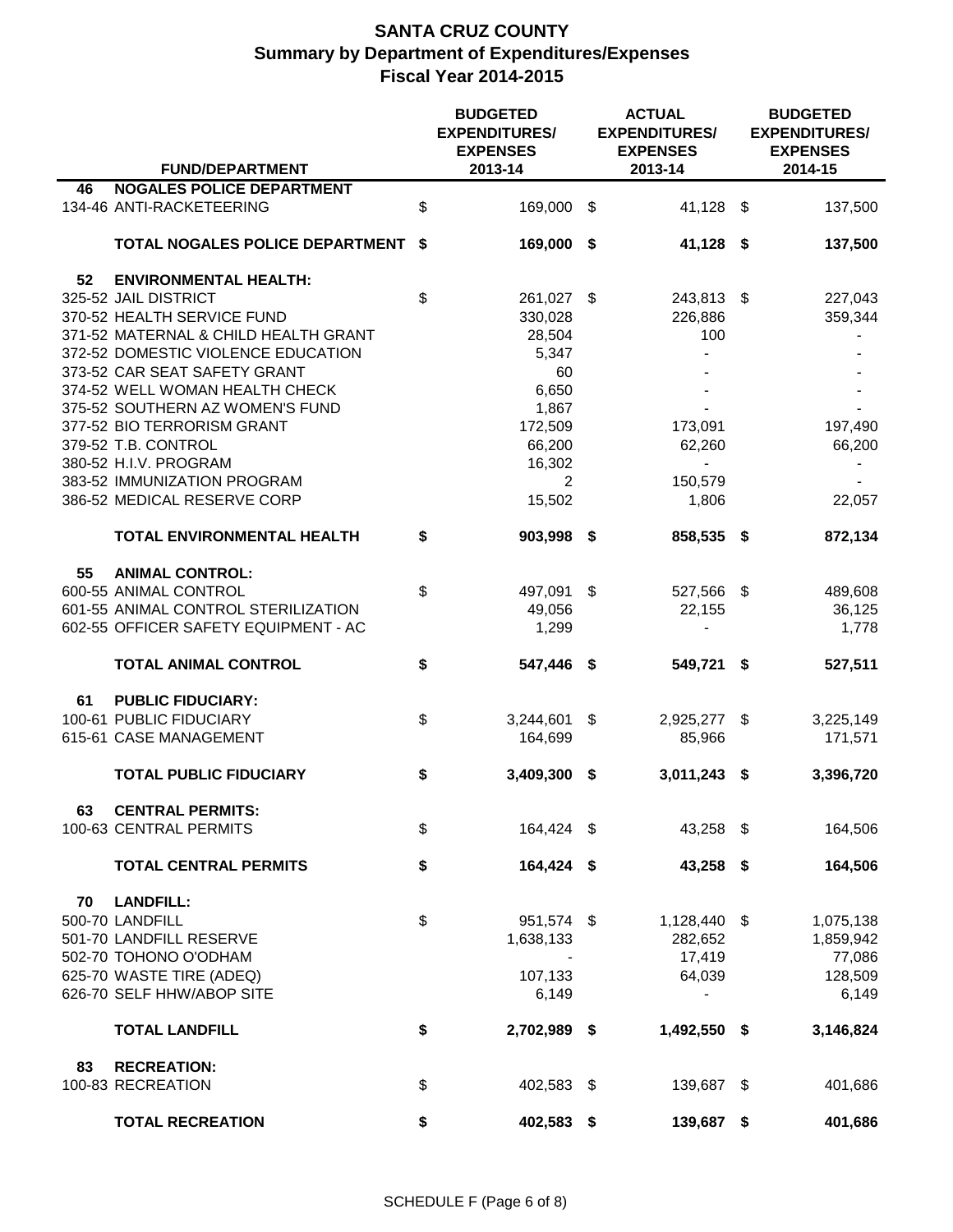# SANTA CRUZ COUNTY
## Summary by Department of Expenditures/Expenses
## Fiscal Year 2014-2015

| | FUND/DEPARTMENT | BUDGETED EXPENDITURES/ EXPENSES 2013-14 | ACTUAL EXPENDITURES/ EXPENSES 2013-14 | BUDGETED EXPENDITURES/ EXPENSES 2014-15 |
|---|---|---|---|---|
| **46** | **NOGALES POLICE DEPARTMENT** | | | |
| 134-46 | ANTI-RACKETEERING | $ 169,000 | $ 41,128 | $ 137,500 |
| | **TOTAL NOGALES POLICE DEPARTMENT** | **$ 169,000** | **$ 41,128** | **$ 137,500** |
| **52** | **ENVIRONMENTAL HEALTH:** | | | |
| 325-52 | JAIL DISTRICT | $ 261,027 | $ 243,813 | $ 227,043 |
| 370-52 | HEALTH SERVICE FUND | 330,028 | 226,886 | 359,344 |
| 371-52 | MATERNAL & CHILD HEALTH GRANT | 28,504 | 100 | - |
| 372-52 | DOMESTIC VIOLENCE EDUCATION | 5,347 | - | - |
| 373-52 | CAR SEAT SAFETY GRANT | 60 | - | - |
| 374-52 | WELL WOMAN HEALTH CHECK | 6,650 | - | - |
| 375-52 | SOUTHERN AZ WOMEN'S FUND | 1,867 | - | - |
| 377-52 | BIO TERRORISM GRANT | 172,509 | 173,091 | 197,490 |
| 379-52 | T.B. CONTROL | 66,200 | 62,260 | 66,200 |
| 380-52 | H.I.V. PROGRAM | 16,302 | - | - |
| 383-52 | IMMUNIZATION PROGRAM | 2 | 150,579 | - |
| 386-52 | MEDICAL RESERVE CORP | 15,502 | 1,806 | 22,057 |
| | **TOTAL ENVIRONMENTAL HEALTH** | **$ 903,998** | **$ 858,535** | **$ 872,134** |
| **55** | **ANIMAL CONTROL:** | | | |
| 600-55 | ANIMAL CONTROL | $ 497,091 | $ 527,566 | $ 489,608 |
| 601-55 | ANIMAL CONTROL STERILIZATION | 49,056 | 22,155 | 36,125 |
| 602-55 | OFFICER SAFETY EQUIPMENT - AC | 1,299 | - | 1,778 |
| | **TOTAL ANIMAL CONTROL** | **$ 547,446** | **$ 549,721** | **$ 527,511** |
| **61** | **PUBLIC FIDUCIARY:** | | | |
| 100-61 | PUBLIC FIDUCIARY | $ 3,244,601 | $ 2,925,277 | $ 3,225,149 |
| 615-61 | CASE MANAGEMENT | 164,699 | 85,966 | 171,571 |
| | **TOTAL PUBLIC FIDUCIARY** | **$ 3,409,300** | **$ 3,011,243** | **$ 3,396,720** |
| **63** | **CENTRAL PERMITS:** | | | |
| 100-63 | CENTRAL PERMITS | $ 164,424 | $ 43,258 | $ 164,506 |
| | **TOTAL CENTRAL PERMITS** | **$ 164,424** | **$ 43,258** | **$ 164,506** |
| **70** | **LANDFILL:** | | | |
| 500-70 | LANDFILL | $ 951,574 | $ 1,128,440 | $ 1,075,138 |
| 501-70 | LANDFILL RESERVE | 1,638,133 | 282,652 | 1,859,942 |
| 502-70 | TOHONO O'ODHAM | - | 17,419 | 77,086 |
| 625-70 | WASTE TIRE (ADEQ) | 107,133 | 64,039 | 128,509 |
| 626-70 | SELF HHW/ABOP SITE | 6,149 | - | 6,149 |
| | **TOTAL LANDFILL** | **$ 2,702,989** | **$ 1,492,550** | **$ 3,146,824** |
| **83** | **RECREATION:** | | | |
| 100-83 | RECREATION | $ 402,583 | $ 139,687 | $ 401,686 |
| | **TOTAL RECREATION** | **$ 402,583** | **$ 139,687** | **$ 401,686** |

SCHEDULE F (Page 6 of 8)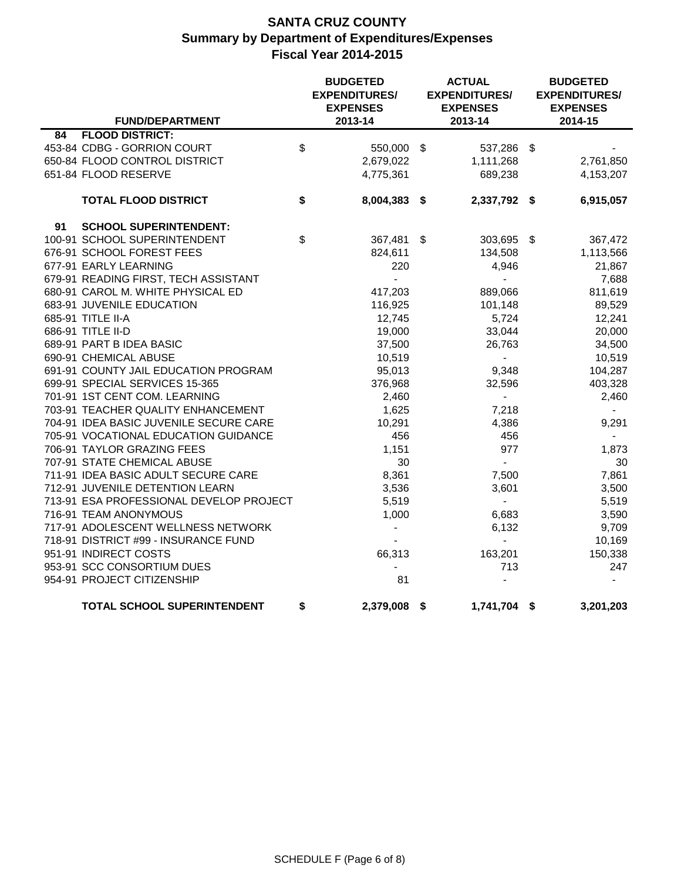# SANTA CRUZ COUNTY
## Summary by Department of Expenditures/Expenses
## Fiscal Year 2014-2015

| FUND/DEPARTMENT | BUDGETED EXPENDITURES/ EXPENSES 2013-14 | ACTUAL EXPENDITURES/ EXPENSES 2013-14 | BUDGETED EXPENDITURES/ EXPENSES 2014-15 |
|---|---|---|---|
| **84 FLOOD DISTRICT:** | | | |
| 453-84 CDBG - GORRION COURT | $ 550,000 | $ 537,286 | $ - |
| 650-84 FLOOD CONTROL DISTRICT | 2,679,022 | 1,111,268 | 2,761,850 |
| 651-84 FLOOD RESERVE | 4,775,361 | 689,238 | 4,153,207 |
| **TOTAL FLOOD DISTRICT** | **$ 8,004,383** | **$ 2,337,792** | **$ 6,915,057** |
| **91 SCHOOL SUPERINTENDENT:** | | | |
| 100-91 SCHOOL SUPERINTENDENT | $ 367,481 | $ 303,695 | $ 367,472 |
| 676-91 SCHOOL FOREST FEES | 824,611 | 134,508 | 1,113,566 |
| 677-91 EARLY LEARNING | 220 | 4,946 | 21,867 |
| 679-91 READING FIRST, TECH ASSISTANT | - | - | 7,688 |
| 680-91 CAROL M. WHITE PHYSICAL ED | 417,203 | 889,066 | 811,619 |
| 683-91 JUVENILE EDUCATION | 116,925 | 101,148 | 89,529 |
| 685-91 TITLE II-A | 12,745 | 5,724 | 12,241 |
| 686-91 TITLE II-D | 19,000 | 33,044 | 20,000 |
| 689-91 PART B IDEA BASIC | 37,500 | 26,763 | 34,500 |
| 690-91 CHEMICAL ABUSE | 10,519 | - | 10,519 |
| 691-91 COUNTY JAIL EDUCATION PROGRAM | 95,013 | 9,348 | 104,287 |
| 699-91 SPECIAL SERVICES 15-365 | 376,968 | 32,596 | 403,328 |
| 701-91 1ST CENT COM. LEARNING | 2,460 | - | 2,460 |
| 703-91 TEACHER QUALITY ENHANCEMENT | 1,625 | 7,218 | - |
| 704-91 IDEA BASIC JUVENILE SECURE CARE | 10,291 | 4,386 | 9,291 |
| 705-91 VOCATIONAL EDUCATION GUIDANCE | 456 | 456 | - |
| 706-91 TAYLOR GRAZING FEES | 1,151 | 977 | 1,873 |
| 707-91 STATE CHEMICAL ABUSE | 30 | - | 30 |
| 711-91 IDEA BASIC ADULT SECURE CARE | 8,361 | 7,500 | 7,861 |
| 712-91 JUVENILE DETENTION LEARN | 3,536 | 3,601 | 3,500 |
| 713-91 ESA PROFESSIONAL DEVELOP PROJECT | 5,519 | - | 5,519 |
| 716-91 TEAM ANONYMOUS | 1,000 | 6,683 | 3,590 |
| 717-91 ADOLESCENT WELLNESS NETWORK | - | 6,132 | 9,709 |
| 718-91 DISTRICT #99 - INSURANCE FUND | - | - | 10,169 |
| 951-91 INDIRECT COSTS | 66,313 | 163,201 | 150,338 |
| 953-91 SCC CONSORTIUM DUES | - | 713 | 247 |
| 954-91 PROJECT CITIZENSHIP | 81 | - | - |
| **TOTAL SCHOOL SUPERINTENDENT** | **$ 2,379,008** | **$ 1,741,704** | **$ 3,201,203** |

SCHEDULE F (Page 6 of 8)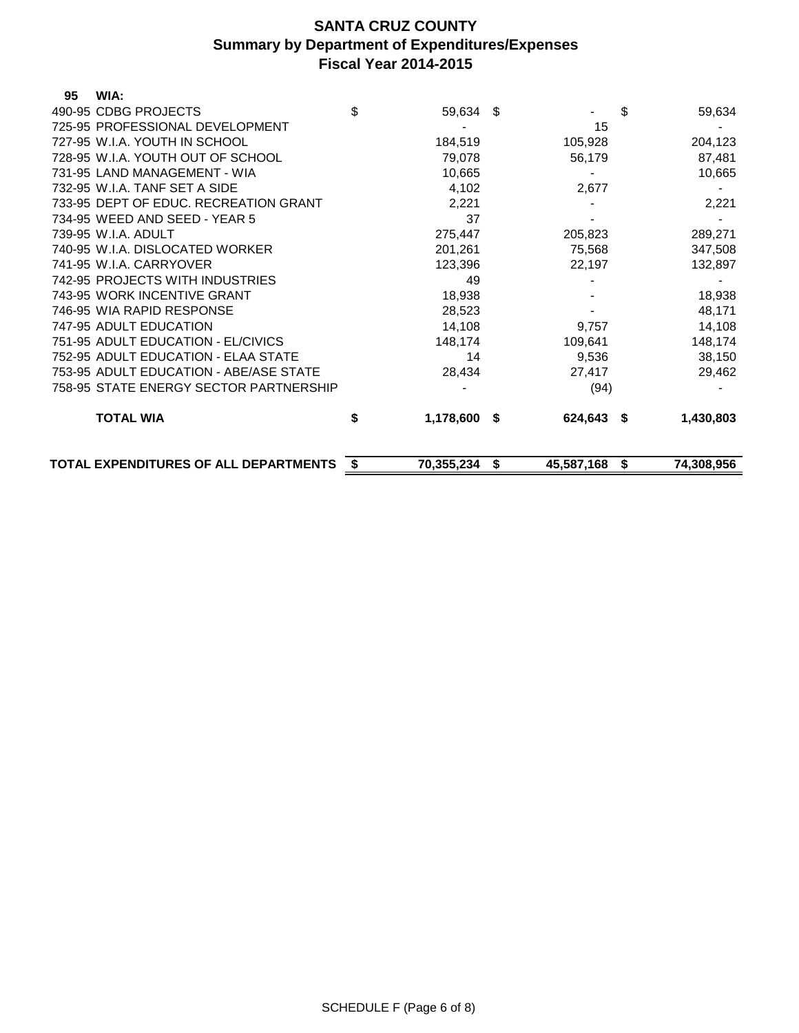# SANTA CRUZ COUNTY
## Summary by Department of Expenditures/Expenses
## Fiscal Year 2014-2015

| | | | |
|---|---|---|---|
| **95 WIA:** | | | |
| 490-95 CDBG PROJECTS | $ 59,634 | $ - | $ 59,634 |
| 725-95 PROFESSIONAL DEVELOPMENT | - | 15 | - |
| 727-95 W.I.A. YOUTH IN SCHOOL | 184,519 | 105,928 | 204,123 |
| 728-95 W.I.A. YOUTH OUT OF SCHOOL | 79,078 | 56,179 | 87,481 |
| 731-95 LAND MANAGEMENT - WIA | 10,665 | - | 10,665 |
| 732-95 W.I.A. TANF SET A SIDE | 4,102 | 2,677 | - |
| 733-95 DEPT OF EDUC. RECREATION GRANT | 2,221 | - | 2,221 |
| 734-95 WEED AND SEED - YEAR 5 | 37 | - | - |
| 739-95 W.I.A. ADULT | 275,447 | 205,823 | 289,271 |
| 740-95 W.I.A. DISLOCATED WORKER | 201,261 | 75,568 | 347,508 |
| 741-95 W.I.A. CARRYOVER | 123,396 | 22,197 | 132,897 |
| 742-95 PROJECTS WITH INDUSTRIES | 49 | - | - |
| 743-95 WORK INCENTIVE GRANT | 18,938 | - | 18,938 |
| 746-95 WIA RAPID RESPONSE | 28,523 | - | 48,171 |
| 747-95 ADULT EDUCATION | 14,108 | 9,757 | 14,108 |
| 751-95 ADULT EDUCATION - EL/CIVICS | 148,174 | 109,641 | 148,174 |
| 752-95 ADULT EDUCATION - ELAA STATE | 14 | 9,536 | 38,150 |
| 753-95 ADULT EDUCATION - ABE/ASE STATE | 28,434 | 27,417 | 29,462 |
| 758-95 STATE ENERGY SECTOR PARTNERSHIP | - | (94) | - |
| **TOTAL WIA** | **$ 1,178,600** | **$ 624,643** | **$ 1,430,803** |
| **TOTAL EXPENDITURES OF ALL DEPARTMENTS** | **$ 70,355,234** | **$ 45,587,168** | **$ 74,308,956** |

SCHEDULE F (Page 6 of 8)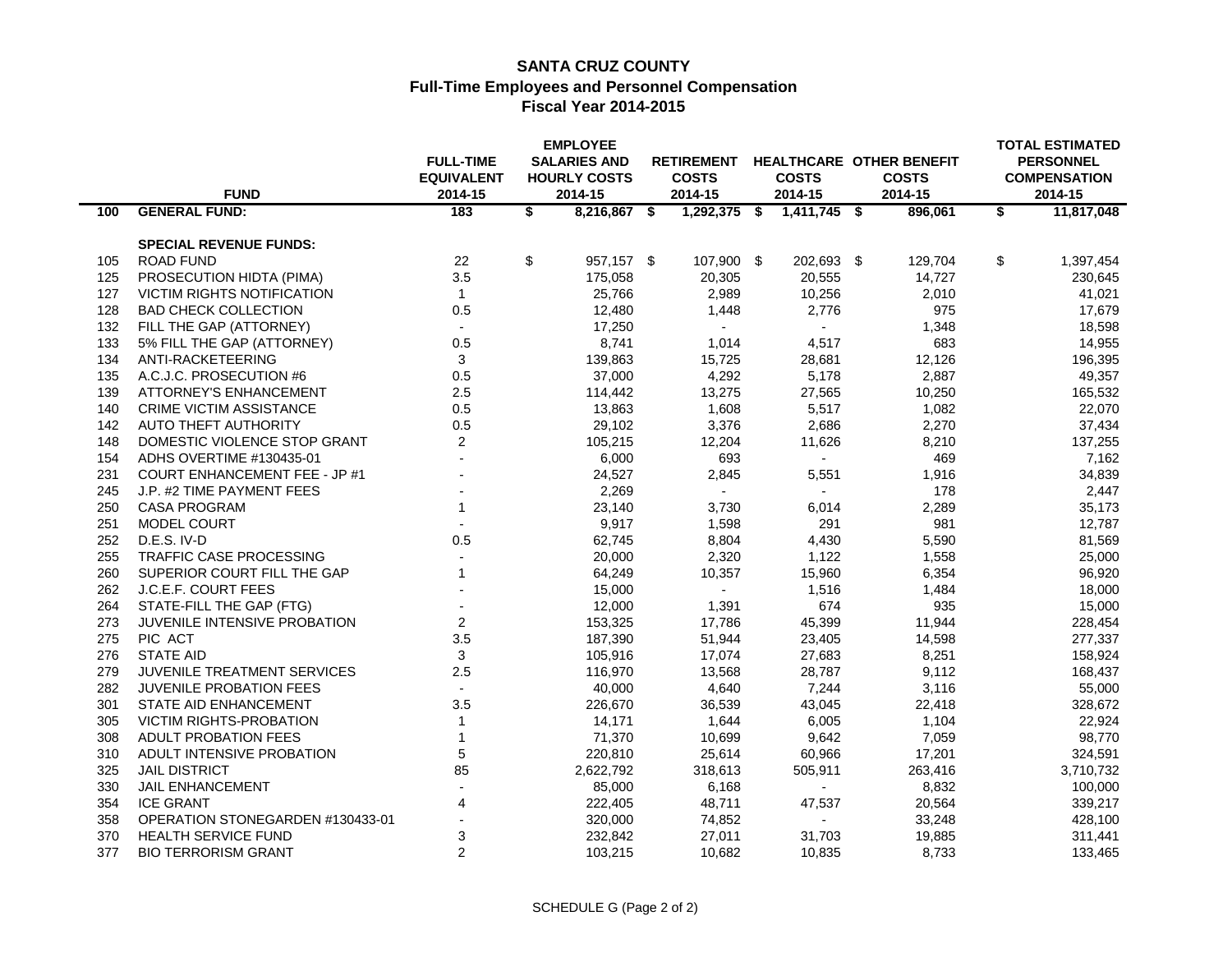# SANTA CRUZ COUNTY
## Full-Time Employees and Personnel Compensation
## Fiscal Year 2014-2015

| | FUND | FULL-TIME EQUIVALENT 2014-15 | EMPLOYEE SALARIES AND HOURLY COSTS 2014-15 | RETIREMENT COSTS 2014-15 | HEALTHCARE COSTS 2014-15 | OTHER BENEFIT COSTS 2014-15 | TOTAL ESTIMATED PERSONNEL COMPENSATION 2014-15 |
|---|---|---|---|---|---|---|---|
| **100** | **GENERAL FUND:** | **183** | **$ 8,216,867** | **$ 1,292,375** | **$ 1,411,745** | **$ 896,061** | **$ 11,817,048** |
| | **SPECIAL REVENUE FUNDS:** | | | | | | |
| 105 | ROAD FUND | 22 | $ 957,157 | $ 107,900 | $ 202,693 | $ 129,704 | $ 1,397,454 |
| 125 | PROSECUTION HIDTA (PIMA) | 3.5 | 175,058 | 20,305 | 20,555 | 14,727 | 230,645 |
| 127 | VICTIM RIGHTS NOTIFICATION | 1 | 25,766 | 2,989 | 10,256 | 2,010 | 41,021 |
| 128 | BAD CHECK COLLECTION | 0.5 | 12,480 | 1,448 | 2,776 | 975 | 17,679 |
| 132 | FILL THE GAP (ATTORNEY) | - | 17,250 | - | - | 1,348 | 18,598 |
| 133 | 5% FILL THE GAP (ATTORNEY) | 0.5 | 8,741 | 1,014 | 4,517 | 683 | 14,955 |
| 134 | ANTI-RACKETEERING | 3 | 139,863 | 15,725 | 28,681 | 12,126 | 196,395 |
| 135 | A.C.J.C. PROSECUTION #6 | 0.5 | 37,000 | 4,292 | 5,178 | 2,887 | 49,357 |
| 139 | ATTORNEY'S ENHANCEMENT | 2.5 | 114,442 | 13,275 | 27,565 | 10,250 | 165,532 |
| 140 | CRIME VICTIM ASSISTANCE | 0.5 | 13,863 | 1,608 | 5,517 | 1,082 | 22,070 |
| 142 | AUTO THEFT AUTHORITY | 0.5 | 29,102 | 3,376 | 2,686 | 2,270 | 37,434 |
| 148 | DOMESTIC VIOLENCE STOP GRANT | 2 | 105,215 | 12,204 | 11,626 | 8,210 | 137,255 |
| 154 | ADHS OVERTIME #130435-01 | - | 6,000 | 693 | - | 469 | 7,162 |
| 231 | COURT ENHANCEMENT FEE - JP #1 | - | 24,527 | 2,845 | 5,551 | 1,916 | 34,839 |
| 245 | J.P. #2 TIME PAYMENT FEES | - | 2,269 | - | - | 178 | 2,447 |
| 250 | CASA PROGRAM | 1 | 23,140 | 3,730 | 6,014 | 2,289 | 35,173 |
| 251 | MODEL COURT | - | 9,917 | 1,598 | 291 | 981 | 12,787 |
| 252 | D.E.S. IV-D | 0.5 | 62,745 | 8,804 | 4,430 | 5,590 | 81,569 |
| 255 | TRAFFIC CASE PROCESSING | - | 20,000 | 2,320 | 1,122 | 1,558 | 25,000 |
| 260 | SUPERIOR COURT FILL THE GAP | 1 | 64,249 | 10,357 | 15,960 | 6,354 | 96,920 |
| 262 | J.C.E.F. COURT FEES | - | 15,000 | - | 1,516 | 1,484 | 18,000 |
| 264 | STATE-FILL THE GAP (FTG) | - | 12,000 | 1,391 | 674 | 935 | 15,000 |
| 273 | JUVENILE INTENSIVE PROBATION | 2 | 153,325 | 17,786 | 45,399 | 11,944 | 228,454 |
| 275 | PIC ACT | 3.5 | 187,390 | 51,944 | 23,405 | 14,598 | 277,337 |
| 276 | STATE AID | 3 | 105,916 | 17,074 | 27,683 | 8,251 | 158,924 |
| 279 | JUVENILE TREATMENT SERVICES | 2.5 | 116,970 | 13,568 | 28,787 | 9,112 | 168,437 |
| 282 | JUVENILE PROBATION FEES | - | 40,000 | 4,640 | 7,244 | 3,116 | 55,000 |
| 301 | STATE AID ENHANCEMENT | 3.5 | 226,670 | 36,539 | 43,045 | 22,418 | 328,672 |
| 305 | VICTIM RIGHTS-PROBATION | 1 | 14,171 | 1,644 | 6,005 | 1,104 | 22,924 |
| 308 | ADULT PROBATION FEES | 1 | 71,370 | 10,699 | 9,642 | 7,059 | 98,770 |
| 310 | ADULT INTENSIVE PROBATION | 5 | 220,810 | 25,614 | 60,966 | 17,201 | 324,591 |
| 325 | JAIL DISTRICT | 85 | 2,622,792 | 318,613 | 505,911 | 263,416 | 3,710,732 |
| 330 | JAIL ENHANCEMENT | - | 85,000 | 6,168 | - | 8,832 | 100,000 |
| 354 | ICE GRANT | 4 | 222,405 | 48,711 | 47,537 | 20,564 | 339,217 |
| 358 | OPERATION STONEGARDEN #130433-01 | - | 320,000 | 74,852 | - | 33,248 | 428,100 |
| 370 | HEALTH SERVICE FUND | 3 | 232,842 | 27,011 | 31,703 | 19,885 | 311,441 |
| 377 | BIO TERRORISM GRANT | 2 | 103,215 | 10,682 | 10,835 | 8,733 | 133,465 |

SCHEDULE G (Page 2 of 2)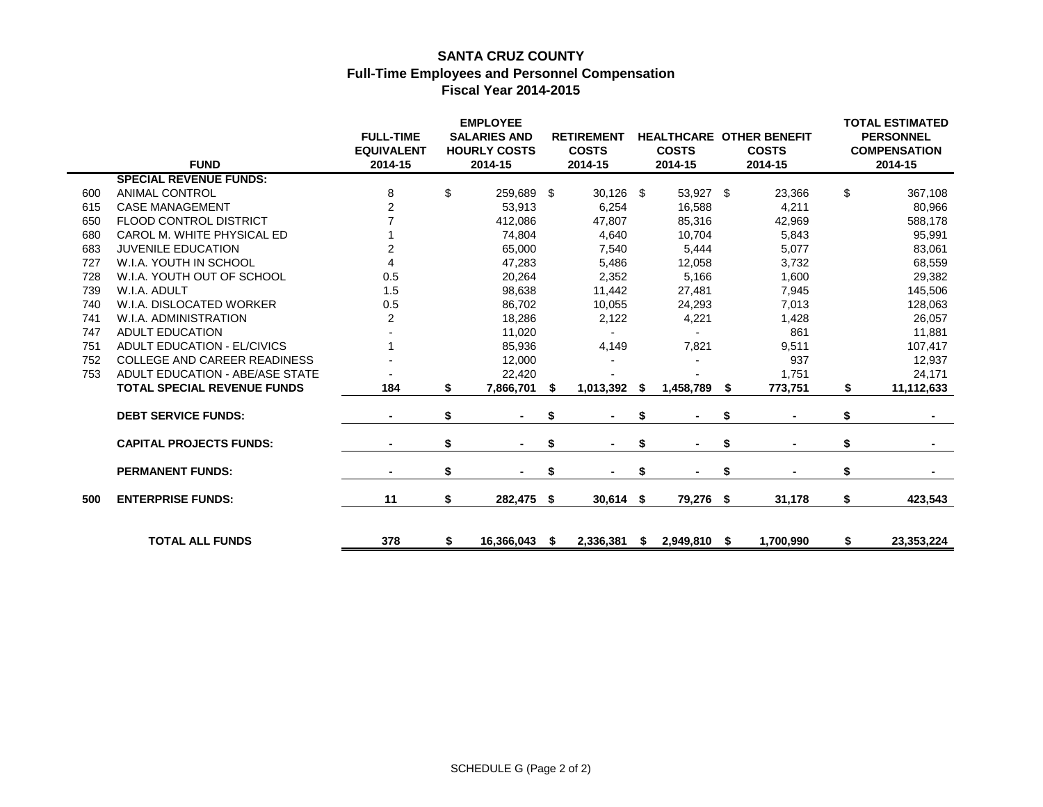# SANTA CRUZ COUNTY
## Full-Time Employees and Personnel Compensation
## Fiscal Year 2014-2015

| | FUND | FULL-TIME EQUIVALENT 2014-15 | EMPLOYEE SALARIES AND HOURLY COSTS 2014-15 | RETIREMENT COSTS 2014-15 | HEALTHCARE COSTS 2014-15 | OTHER BENEFIT COSTS 2014-15 | TOTAL ESTIMATED PERSONNEL COMPENSATION 2014-15 |
|---|---|---|---|---|---|---|---|
| | **SPECIAL REVENUE FUNDS:** | | | | | | |
| 600 | ANIMAL CONTROL | 8 | $ 259,689 | $ 30,126 | $ 53,927 | $ 23,366 | $ 367,108 |
| 615 | CASE MANAGEMENT | 2 | 53,913 | 6,254 | 16,588 | 4,211 | 80,966 |
| 650 | FLOOD CONTROL DISTRICT | 7 | 412,086 | 47,807 | 85,316 | 42,969 | 588,178 |
| 680 | CAROL M. WHITE PHYSICAL ED | 1 | 74,804 | 4,640 | 10,704 | 5,843 | 95,991 |
| 683 | JUVENILE EDUCATION | 2 | 65,000 | 7,540 | 5,444 | 5,077 | 83,061 |
| 727 | W.I.A. YOUTH IN SCHOOL | 4 | 47,283 | 5,486 | 12,058 | 3,732 | 68,559 |
| 728 | W.I.A. YOUTH OUT OF SCHOOL | 0.5 | 20,264 | 2,352 | 5,166 | 1,600 | 29,382 |
| 739 | W.I.A. ADULT | 1.5 | 98,638 | 11,442 | 27,481 | 7,945 | 145,506 |
| 740 | W.I.A. DISLOCATED WORKER | 0.5 | 86,702 | 10,055 | 24,293 | 7,013 | 128,063 |
| 741 | W.I.A. ADMINISTRATION | 2 | 18,286 | 2,122 | 4,221 | 1,428 | 26,057 |
| 747 | ADULT EDUCATION | - | 11,020 | - | - | 861 | 11,881 |
| 751 | ADULT EDUCATION - EL/CIVICS | 1 | 85,936 | 4,149 | 7,821 | 9,511 | 107,417 |
| 752 | COLLEGE AND CAREER READINESS | - | 12,000 | - | - | 937 | 12,937 |
| 753 | ADULT EDUCATION - ABE/ASE STATE | - | 22,420 | - | - | 1,751 | 24,171 |
| | **TOTAL SPECIAL REVENUE FUNDS** | **184** | **$ 7,866,701** | **$ 1,013,392** | **$ 1,458,789** | **$ 773,751** | **$ 11,112,633** |
| | **DEBT SERVICE FUNDS:** | **-** | **$ -** | **$ -** | **$ -** | **$ -** | **$ -** |
| | **CAPITAL PROJECTS FUNDS:** | **-** | **$ -** | **$ -** | **$ -** | **$ -** | **$ -** |
| | **PERMANENT FUNDS:** | **-** | **$ -** | **$ -** | **$ -** | **$ -** | **$ -** |
| **500** | **ENTERPRISE FUNDS:** | **11** | **$ 282,475** | **$ 30,614** | **$ 79,276** | **$ 31,178** | **$ 423,543** |
| | **TOTAL ALL FUNDS** | **378** | **$ 16,366,043** | **$ 2,336,381** | **$ 2,949,810** | **$ 1,700,990** | **$ 23,353,224** |

SCHEDULE G (Page 2 of 2)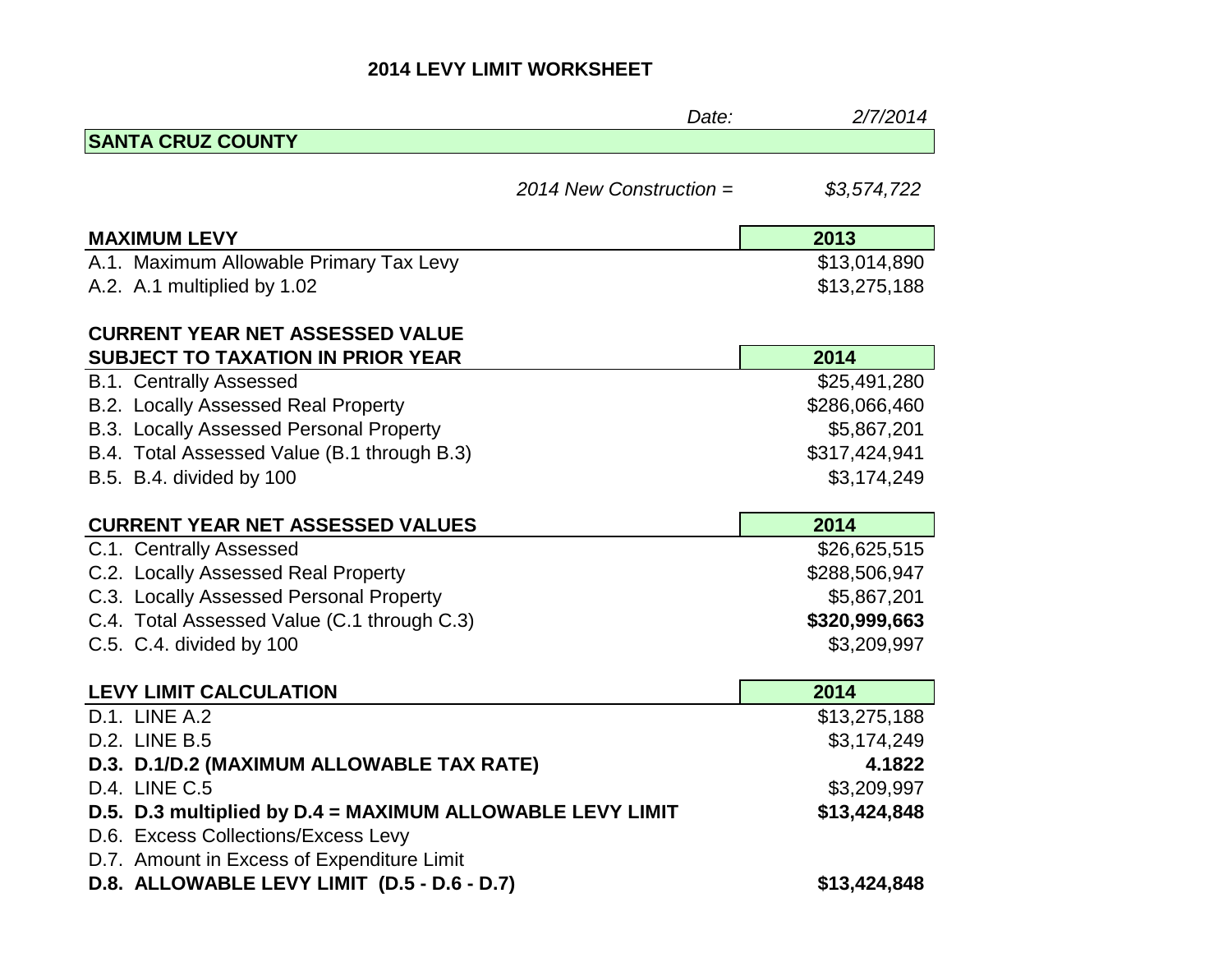## 2014 LEVY LIMIT WORKSHEET

| | |
|---|---|
| *Date:* | *2/7/2014* |
| **SANTA CRUZ COUNTY** | |
| *2014 New Construction =* | *$3,574,722* |

| **MAXIMUM LEVY** | **2013** |
|---|---|
| A.1. Maximum Allowable Primary Tax Levy | $13,014,890 |
| A.2. A.1 multiplied by 1.02 | $13,275,188 |

| **CURRENT YEAR NET ASSESSED VALUE SUBJECT TO TAXATION IN PRIOR YEAR** | **2014** |
|---|---|
| B.1. Centrally Assessed | $25,491,280 |
| B.2. Locally Assessed Real Property | $286,066,460 |
| B.3. Locally Assessed Personal Property | $5,867,201 |
| B.4. Total Assessed Value (B.1 through B.3) | $317,424,941 |
| B.5. B.4. divided by 100 | $3,174,249 |

| **CURRENT YEAR NET ASSESSED VALUES** | **2014** |
|---|---|
| C.1. Centrally Assessed | $26,625,515 |
| C.2. Locally Assessed Real Property | $288,506,947 |
| C.3. Locally Assessed Personal Property | $5,867,201 |
| C.4. Total Assessed Value (C.1 through C.3) | **$320,999,663** |
| C.5. C.4. divided by 100 | $3,209,997 |

| **LEVY LIMIT CALCULATION** | **2014** |
|---|---|
| D.1. LINE A.2 | $13,275,188 |
| D.2. LINE B.5 | $3,174,249 |
| **D.3. D.1/D.2 (MAXIMUM ALLOWABLE TAX RATE)** | **4.1822** |
| D.4. LINE C.5 | $3,209,997 |
| **D.5. D.3 multiplied by D.4 = MAXIMUM ALLOWABLE LEVY LIMIT** | **$13,424,848** |
| D.6. Excess Collections/Excess Levy | |
| D.7. Amount in Excess of Expenditure Limit | |
| **D.8. ALLOWABLE LEVY LIMIT (D.5 - D.6 - D.7)** | **$13,424,848** |